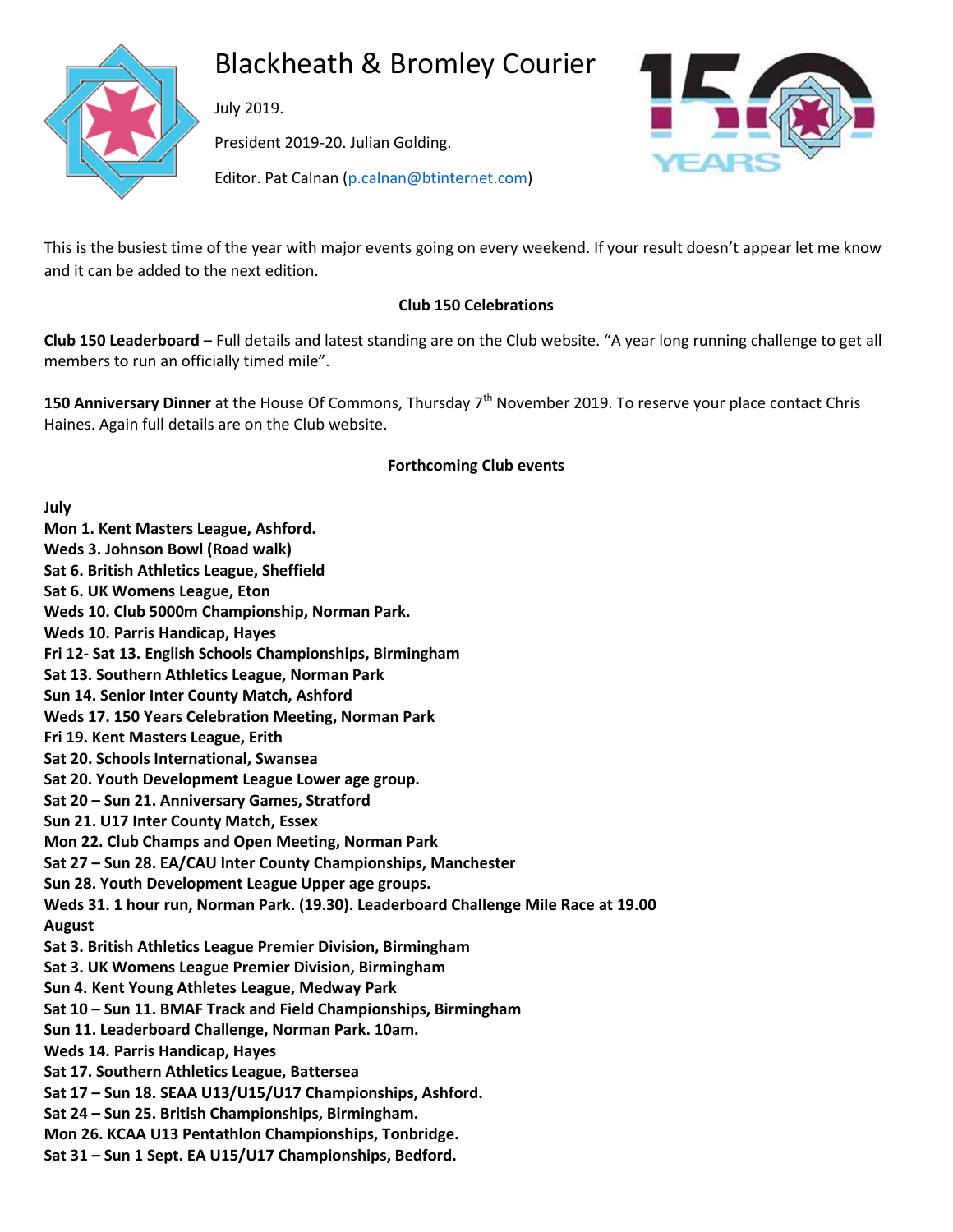# Blackheath & Bromley Courier

July 2019.

President 2019-20. Julian Golding.

Editor. Pat Calnan (p.calnan@btinternet.com)

This is the busiest time of the year with major events going on every weekend. If your result doesn't appear let me know and it can be added to the next edition.

## Club 150 Celebrations

**Club 150 Leaderboard** – Full details and latest standing are on the Club website. "A year long running challenge to get all members to run an officially timed mile".

**150 Anniversary Dinner** at the House Of Commons, Thursday 7th November 2019. To reserve your place contact Chris Haines. Again full details are on the Club website.

## Forthcoming Club events

**July**
**Mon 1. Kent Masters League, Ashford.**
**Weds 3. Johnson Bowl (Road walk)**
**Sat 6. British Athletics League, Sheffield**
**Sat 6. UK Womens League, Eton**
**Weds 10. Club 5000m Championship, Norman Park.**
**Weds 10. Parris Handicap, Hayes**
**Fri 12- Sat 13. English Schools Championships, Birmingham**
**Sat 13. Southern Athletics League, Norman Park**
**Sun 14. Senior Inter County Match, Ashford**
**Weds 17. 150 Years Celebration Meeting, Norman Park**
**Fri 19. Kent Masters League, Erith**
**Sat 20. Schools International, Swansea**
**Sat 20. Youth Development League Lower age group.**
**Sat 20 – Sun 21. Anniversary Games, Stratford**
**Sun 21. U17 Inter County Match, Essex**
**Mon 22. Club Champs and Open Meeting, Norman Park**
**Sat 27 – Sun 28. EA/CAU Inter County Championships, Manchester**
**Sun 28. Youth Development League Upper age groups.**
**Weds 31. 1 hour run, Norman Park. (19.30). Leaderboard Challenge Mile Race at 19.00**
**August**
**Sat 3. British Athletics League Premier Division, Birmingham**
**Sat 3. UK Womens League Premier Division, Birmingham**
**Sun 4. Kent Young Athletes League, Medway Park**
**Sat 10 – Sun 11. BMAF Track and Field Championships, Birmingham**
**Sun 11. Leaderboard Challenge, Norman Park. 10am.**
**Weds 14. Parris Handicap, Hayes**
**Sat 17. Southern Athletics League, Battersea**
**Sat 17 – Sun 18. SEAA U13/U15/U17 Championships, Ashford.**
**Sat 24 – Sun 25. British Championships, Birmingham.**
**Mon 26. KCAA U13 Pentathlon Championships, Tonbridge.**
**Sat 31 – Sun 1 Sept. EA U15/U17 Championships, Bedford.**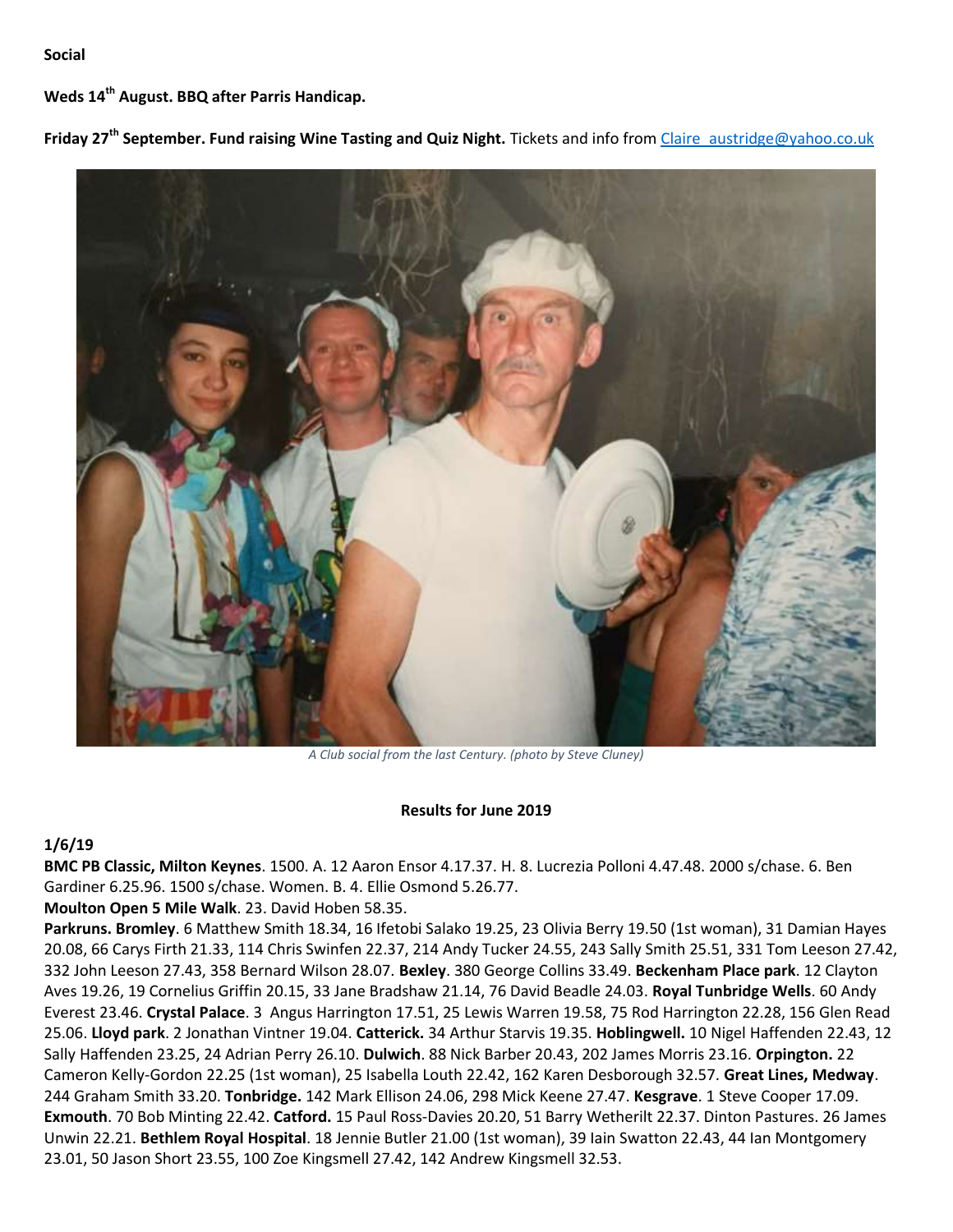**Social**

**Weds 14th August. BBQ after Parris Handicap.**

**Friday 27th September. Fund raising Wine Tasting and Quiz Night.** Tickets and info from Claire_austridge@yahoo.co.uk

*A Club social from the last Century. (photo by Steve Cluney)*

**Results for June 2019**

**1/6/19**

**BMC PB Classic, Milton Keynes**. 1500. A. 12 Aaron Ensor 4.17.37. H. 8. Lucrezia Polloni 4.47.48. 2000 s/chase. 6. Ben Gardiner 6.25.96. 1500 s/chase. Women. B. 4. Ellie Osmond 5.26.77.

**Moulton Open 5 Mile Walk**. 23. David Hoben 58.35.

**Parkruns. Bromley**. 6 Matthew Smith 18.34, 16 Ifetobi Salako 19.25, 23 Olivia Berry 19.50 (1st woman), 31 Damian Hayes 20.08, 66 Carys Firth 21.33, 114 Chris Swinfen 22.37, 214 Andy Tucker 24.55, 243 Sally Smith 25.51, 331 Tom Leeson 27.42, 332 John Leeson 27.43, 358 Bernard Wilson 28.07. **Bexley**. 380 George Collins 33.49. **Beckenham Place park**. 12 Clayton Aves 19.26, 19 Cornelius Griffin 20.15, 33 Jane Bradshaw 21.14, 76 David Beadle 24.03. **Royal Tunbridge Wells**. 60 Andy Everest 23.46. **Crystal Palace**. 3 Angus Harrington 17.51, 25 Lewis Warren 19.58, 75 Rod Harrington 22.28, 156 Glen Read 25.06. **Lloyd park**. 2 Jonathan Vintner 19.04. **Catterick.** 34 Arthur Starvis 19.35. **Hoblingwell.** 10 Nigel Haffenden 22.43, 12 Sally Haffenden 23.25, 24 Adrian Perry 26.10. **Dulwich**. 88 Nick Barber 20.43, 202 James Morris 23.16. **Orpington.** 22 Cameron Kelly-Gordon 22.25 (1st woman), 25 Isabella Louth 22.42, 162 Karen Desborough 32.57. **Great Lines, Medway**. 244 Graham Smith 33.20. **Tonbridge.** 142 Mark Ellison 24.06, 298 Mick Keene 27.47. **Kesgrave**. 1 Steve Cooper 17.09. **Exmouth**. 70 Bob Minting 22.42. **Catford.** 15 Paul Ross-Davies 20.20, 51 Barry Wetherilt 22.37. Dinton Pastures. 26 James Unwin 22.21. **Bethlem Royal Hospital**. 18 Jennie Butler 21.00 (1st woman), 39 Iain Swatton 22.43, 44 Ian Montgomery 23.01, 50 Jason Short 23.55, 100 Zoe Kingsmell 27.42, 142 Andrew Kingsmell 32.53.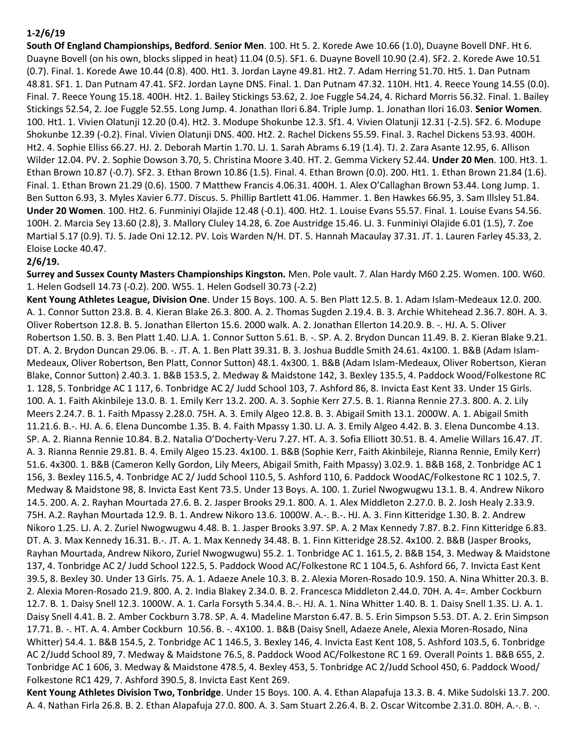**1-2/6/19**

**South Of England Championships, Bedford**. **Senior Men**. 100. Ht 5. 2. Korede Awe 10.66 (1.0), Duayne Bovell DNF. Ht 6. Duayne Bovell (on his own, blocks slipped in heat) 11.04 (0.5). SF1. 6. Duayne Bovell 10.90 (2.4). SF2. 2. Korede Awe 10.51 (0.7). Final. 1. Korede Awe 10.44 (0.8). 400. Ht1. 3. Jordan Layne 49.81. Ht2. 7. Adam Herring 51.70. Ht5. 1. Dan Putnam 48.81. SF1. 1. Dan Putnam 47.41. SF2. Jordan Layne DNS. Final. 1. Dan Putnam 47.32. 110H. Ht1. 4. Reece Young 14.55 (0.0). Final. 7. Reece Young 15.18. 400H. Ht2. 1. Bailey Stickings 53.62, 2. Joe Fuggle 54.24, 4. Richard Morris 56.32. Final. 1. Bailey Stickings 52.54, 2. Joe Fuggle 52.55. Long Jump. 4. Jonathan Ilori 6.84. Triple Jump. 1. Jonathan Ilori 16.03. **Senior Women**. 100. Ht1. 1. Vivien Olatunji 12.20 (0.4). Ht2. 3. Modupe Shokunbe 12.3. Sf1. 4. Vivien Olatunji 12.31 (-2.5). SF2. 6. Modupe Shokunbe 12.39 (-0.2). Final. Vivien Olatunji DNS. 400. Ht2. 2. Rachel Dickens 55.59. Final. 3. Rachel Dickens 53.93. 400H. Ht2. 4. Sophie Elliss 66.27. HJ. 2. Deborah Martin 1.70. LJ. 1. Sarah Abrams 6.19 (1.4). TJ. 2. Zara Asante 12.95, 6. Allison Wilder 12.04. PV. 2. Sophie Dowson 3.70, 5. Christina Moore 3.40. HT. 2. Gemma Vickery 52.44. **Under 20 Men**. 100. Ht3. 1. Ethan Brown 10.87 (-0.7). SF2. 3. Ethan Brown 10.86 (1.5). Final. 4. Ethan Brown (0.0). 200. Ht1. 1. Ethan Brown 21.84 (1.6). Final. 1. Ethan Brown 21.29 (0.6). 1500. 7 Matthew Francis 4.06.31. 400H. 1. Alex O'Callaghan Brown 53.44. Long Jump. 1. Ben Sutton 6.93, 3. Myles Xavier 6.77. Discus. 5. Phillip Bartlett 41.06. Hammer. 1. Ben Hawkes 66.95, 3. Sam Illsley 51.84. **Under 20 Women**. 100. Ht2. 6. Funminiyi Olajide 12.48 (-0.1). 400. Ht2. 1. Louise Evans 55.57. Final. 1. Louise Evans 54.56. 100H. 2. Marcia Sey 13.60 (2.8), 3. Mallory Cluley 14.28, 6. Zoe Austridge 15.46. LJ. 3. Funminiyi Olajide 6.01 (1.5), 7. Zoe Martial 5.17 (0.9). TJ. 5. Jade Oni 12.12. PV. Lois Warden N/H. DT. 5. Hannah Macaulay 37.31. JT. 1. Lauren Farley 45.33, 2. Eloise Locke 40.47.

**2/6/19.**

**Surrey and Sussex County Masters Championships Kingston.** Men. Pole vault. 7. Alan Hardy M60 2.25. Women. 100. W60. 1. Helen Godsell 14.73 (-0.2). 200. W55. 1. Helen Godsell 30.73 (-2.2)

**Kent Young Athletes League, Division One**. Under 15 Boys. 100. A. 5. Ben Platt 12.5. B. 1. Adam Islam-Medeaux 12.0. 200. A. 1. Connor Sutton 23.8. B. 4. Kieran Blake 26.3. 800. A. 2. Thomas Sugden 2.19.4. B. 3. Archie Whitehead 2.36.7. 80H. A. 3. Oliver Robertson 12.8. B. 5. Jonathan Ellerton 15.6. 2000 walk. A. 2. Jonathan Ellerton 14.20.9. B. -. HJ. A. 5. Oliver Robertson 1.50. B. 3. Ben Platt 1.40. LJ.A. 1. Connor Sutton 5.61. B. -. SP. A. 2. Brydon Duncan 11.49. B. 2. Kieran Blake 9.21. DT. A. 2. Brydon Duncan 29.06. B. -. JT. A. 1. Ben Platt 39.31. B. 3. Joshua Buddle Smith 24.61. 4x100. 1. B&B (Adam Islam-Medeaux, Oliver Robertson, Ben Platt, Connor Sutton) 48.1. 4x300. 1. B&B (Adam Islam-Medeaux, Oliver Robertson, Kieran Blake, Connor Sutton) 2.40.3. 1. B&B 153.5, 2. Medway & Maidstone 142, 3. Bexley 135.5, 4. Paddock Wood/Folkestone RC 1. 128, 5. Tonbridge AC 1 117, 6. Tonbridge AC 2/ Judd School 103, 7. Ashford 86, 8. Invicta East Kent 33. Under 15 Girls. 100. A. 1. Faith Akinbileje 13.0. B. 1. Emily Kerr 13.2. 200. A. 3. Sophie Kerr 27.5. B. 1. Rianna Rennie 27.3. 800. A. 2. Lily Meers 2.24.7. B. 1. Faith Mpassy 2.28.0. 75H. A. 3. Emily Algeo 12.8. B. 3. Abigail Smith 13.1. 2000W. A. 1. Abigail Smith 11.21.6. B.-. HJ. A. 6. Elena Duncombe 1.35. B. 4. Faith Mpassy 1.30. LJ. A. 3. Emily Algeo 4.42. B. 3. Elena Duncombe 4.13. SP. A. 2. Rianna Rennie 10.84. B.2. Natalia O'Docherty-Veru 7.27. HT. A. 3. Sofia Elliott 30.51. B. 4. Amelie Willars 16.47. JT. A. 3. Rianna Rennie 29.81. B. 4. Emily Algeo 15.23. 4x100. 1. B&B (Sophie Kerr, Faith Akinbileje, Rianna Rennie, Emily Kerr) 51.6. 4x300. 1. B&B (Cameron Kelly Gordon, Lily Meers, Abigail Smith, Faith Mpassy) 3.02.9. 1. B&B 168, 2. Tonbridge AC 1 156, 3. Bexley 116.5, 4. Tonbridge AC 2/ Judd School 110.5, 5. Ashford 110, 6. Paddock WoodAC/Folkestone RC 1 102.5, 7. Medway & Maidstone 98, 8. Invicta East Kent 73.5. Under 13 Boys. A. 100. 1. Zuriel Nwogwugwu 13.1. B. 4. Andrew Nikoro 14.5. 200. A. 2. Rayhan Mourtada 27.6. B. 2. Jasper Brooks 29.1. 800. A. 1. Alex Middleton 2.27.0. B. 2. Josh Healy 2.33.9. 75H. A.2. Rayhan Mourtada 12.9. B. 1. Andrew Nikoro 13.6. 1000W. A.-. B.-. HJ. A. 3. Finn Kitteridge 1.30. B. 2. Andrew Nikoro 1.25. LJ. A. 2. Zuriel Nwogwugwu 4.48. B. 1. Jasper Brooks 3.97. SP. A. 2 Max Kennedy 7.87. B.2. Finn Kitteridge 6.83. DT. A. 3. Max Kennedy 16.31. B.-. JT. A. 1. Max Kennedy 34.48. B. 1. Finn Kitteridge 28.52. 4x100. 2. B&B (Jasper Brooks, Rayhan Mourtada, Andrew Nikoro, Zuriel Nwogwugwu) 55.2. 1. Tonbridge AC 1. 161.5, 2. B&B 154, 3. Medway & Maidstone 137, 4. Tonbridge AC 2/ Judd School 122.5, 5. Paddock Wood AC/Folkestone RC 1 104.5, 6. Ashford 66, 7. Invicta East Kent 39.5, 8. Bexley 30. Under 13 Girls. 75. A. 1. Adaeze Anele 10.3. B. 2. Alexia Moren-Rosado 10.9. 150. A. Nina Whitter 20.3. B. 2. Alexia Moren-Rosado 21.9. 800. A. 2. India Blakey 2.34.0. B. 2. Francesca Middleton 2.44.0. 70H. A. 4=. Amber Cockburn 12.7. B. 1. Daisy Snell 12.3. 1000W. A. 1. Carla Forsyth 5.34.4. B.-. HJ. A. 1. Nina Whitter 1.40. B. 1. Daisy Snell 1.35. LJ. A. 1. Daisy Snell 4.41. B. 2. Amber Cockburn 3.78. SP. A. 4. Madeline Marston 6.47. B. 5. Erin Simpson 5.53. DT. A. 2. Erin Simpson 17.71. B. -. HT. A. 4. Amber Cockburn 10.56. B. -. 4X100. 1. B&B (Daisy Snell, Adaeze Anele, Alexia Moren-Rosado, Nina Whitter) 54.4. 1. B&B 154.5, 2. Tonbridge AC 1 146.5, 3. Bexley 146, 4. Invicta East Kent 108, 5. Ashford 103.5, 6. Tonbridge AC 2/Judd School 89, 7. Medway & Maidstone 76.5, 8. Paddock Wood AC/Folkestone RC 1 69. Overall Points 1. B&B 655, 2. Tonbridge AC 1 606, 3. Medway & Maidstone 478.5, 4. Bexley 453, 5. Tonbridge AC 2/Judd School 450, 6. Paddock Wood/ Folkestone RC1 429, 7. Ashford 390.5, 8. Invicta East Kent 269.

**Kent Young Athletes Division Two, Tonbridge**. Under 15 Boys. 100. A. 4. Ethan Alapafuja 13.3. B. 4. Mike Sudolski 13.7. 200. A. 4. Nathan Firla 26.8. B. 2. Ethan Alapafuja 27.0. 800. A. 3. Sam Stuart 2.26.4. B. 2. Oscar Witcombe 2.31.0. 80H. A.-. B. -.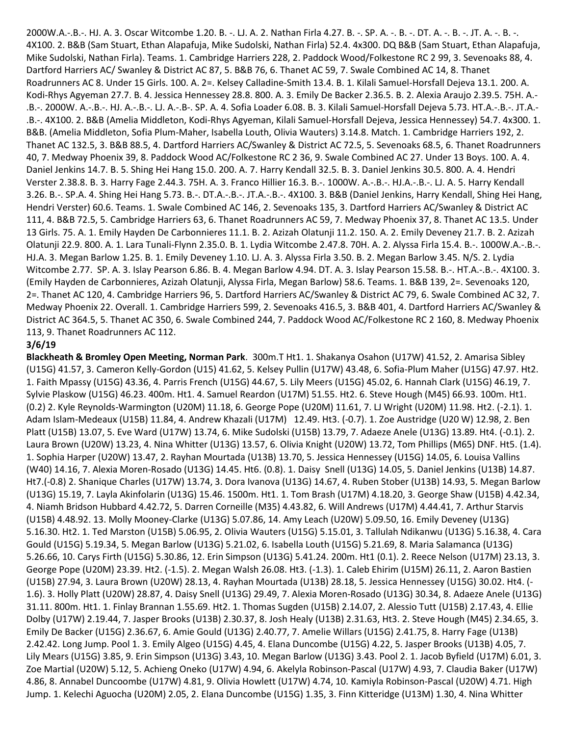2000W.A.-.B.-. HJ. A. 3. Oscar Witcombe 1.20. B. -. LJ. A. 2. Nathan Firla 4.27. B. -. SP. A. -. B. -. DT. A. -. B. -. JT. A. -. B. -. 4X100. 2. B&B (Sam Stuart, Ethan Alapafuja, Mike Sudolski, Nathan Firla) 52.4. 4x300. DQ B&B (Sam Stuart, Ethan Alapafuja, Mike Sudolski, Nathan Firla). Teams. 1. Cambridge Harriers 228, 2. Paddock Wood/Folkestone RC 2 99, 3. Sevenoaks 88, 4. Dartford Harriers AC/ Swanley & District AC 87, 5. B&B 76, 6. Thanet AC 59, 7. Swale Combined AC 14, 8. Thanet Roadrunners AC 8. Under 15 Girls. 100. A. 2=. Kelsey Calladine-Smith 13.4. B. 1. Kilali Samuel-Horsfall Dejeva 13.1. 200. A. Kodi-Rhys Agyeman 27.7. B. 4. Jessica Hennessey 28.8. 800. A. 3. Emily De Backer 2.36.5. B. 2. Alexia Araujo 2.39.5. 75H. A.-.B.-. 2000W. A.-.B.-. HJ. A.-.B.-. LJ. A.-.B-. SP. A. 4. Sofia Loader 6.08. B. 3. Kilali Samuel-Horsfall Dejeva 5.73. HT.A.-.B.-. JT.A.-.B.-. 4X100. 2. B&B (Amelia Middleton, Kodi-Rhys Agyeman, Kilali Samuel-Horsfall Dejeva, Jessica Hennessey) 54.7. 4x300. 1. B&B. (Amelia Middleton, Sofia Plum-Maher, Isabella Louth, Olivia Wauters) 3.14.8. Match. 1. Cambridge Harriers 192, 2. Thanet AC 132.5, 3. B&B 88.5, 4. Dartford Harriers AC/Swanley & District AC 72.5, 5. Sevenoaks 68.5, 6. Thanet Roadrunners 40, 7. Medway Phoenix 39, 8. Paddock Wood AC/Folkestone RC 2 36, 9. Swale Combined AC 27. Under 13 Boys. 100. A. 4. Daniel Jenkins 14.7. B. 5. Shing Hei Hang 15.0. 200. A. 7. Harry Kendall 32.5. B. 3. Daniel Jenkins 30.5. 800. A. 4. Hendri Verster 2.38.8. B. 3. Harry Fage 2.44.3. 75H. A. 3. Franco Hillier 16.3. B.-. 1000W. A.-.B.-. HJ.A.-.B.-. LJ. A. 5. Harry Kendall 3.26. B.-. SP.A. 4. Shing Hei Hang 5.73. B.-. DT.A.-.B.-. JT.A.-.B.-. 4X100. 3. B&B (Daniel Jenkins, Harry Kendall, Shing Hei Hang, Hendri Verster) 60.6. Teams. 1. Swale Combined AC 146, 2. Sevenoaks 135, 3. Dartford Harriers AC/Swanley & District AC 111, 4. B&B 72.5, 5. Cambridge Harriers 63, 6. Thanet Roadrunners AC 59, 7. Medway Phoenix 37, 8. Thanet AC 13.5. Under 13 Girls. 75. A. 1. Emily Hayden De Carbonnieres 11.1. B. 2. Azizah Olatunji 11.2. 150. A. 2. Emily Deveney 21.7. B. 2. Azizah Olatunji 22.9. 800. A. 1. Lara Tunali-Flynn 2.35.0. B. 1. Lydia Witcombe 2.47.8. 70H. A. 2. Alyssa Firla 15.4. B.-. 1000W.A.-.B.-. HJ.A. 3. Megan Barlow 1.25. B. 1. Emily Deveney 1.10. LJ. A. 3. Alyssa Firla 3.50. B. 2. Megan Barlow 3.45. N/S. 2. Lydia Witcombe 2.77. SP. A. 3. Islay Pearson 6.86. B. 4. Megan Barlow 4.94. DT. A. 3. Islay Pearson 15.58. B.-. HT.A.-.B.-. 4X100. 3. (Emily Hayden de Carbonnieres, Azizah Olatunji, Alyssa Firla, Megan Barlow) 58.6. Teams. 1. B&B 139, 2=. Sevenoaks 120, 2=. Thanet AC 120, 4. Cambridge Harriers 96, 5. Dartford Harriers AC/Swanley & District AC 79, 6. Swale Combined AC 32, 7. Medway Phoenix 22. Overall. 1. Cambridge Harriers 599, 2. Sevenoaks 416.5, 3. B&B 401, 4. Dartford Harriers AC/Swanley & District AC 364.5, 5. Thanet AC 350, 6. Swale Combined 244, 7. Paddock Wood AC/Folkestone RC 2 160, 8. Medway Phoenix 113, 9. Thanet Roadrunners AC 112.

**3/6/19**

**Blackheath & Bromley Open Meeting, Norman Park**. 300m.T Ht1. 1. Shakanya Osahon (U17W) 41.52, 2. Amarisa Sibley (U15G) 41.57, 3. Cameron Kelly-Gordon (U15) 41.62, 5. Kelsey Pullin (U17W) 43.48, 6. Sofia-Plum Maher (U15G) 47.97. Ht2. 1. Faith Mpassy (U15G) 43.36, 4. Parris French (U15G) 44.67, 5. Lily Meers (U15G) 45.02, 6. Hannah Clark (U15G) 46.19, 7. Sylvie Plaskow (U15G) 46.23. 400m. Ht1. 4. Samuel Reardon (U17M) 51.55. Ht2. 6. Steve Hough (M45) 66.93. 100m. Ht1. (0.2) 2. Kyle Reynolds-Warmington (U20M) 11.18, 6. George Pope (U20M) 11.61, 7. LJ Wright (U20M) 11.98. Ht2. (-2.1). 1. Adam Islam-Medeaux (U15B) 11.84, 4. Andrew Khazali (U17M) 12.49. Ht3. (-0.7). 1. Zoe Austridge (U20 W) 12.98, 2. Ben Platt (U15B) 13.07, 5. Eve Ward (U17W) 13.74, 6. Mike Sudolski (U15B) 13.79, 7. Adaeze Anele (U13G) 13.89. Ht4. (-0.1). 2. Laura Brown (U20W) 13.23, 4. Nina Whitter (U13G) 13.57, 6. Olivia Knight (U20W) 13.72, Tom Phillips (M65) DNF. Ht5. (1.4). 1. Sophia Harper (U20W) 13.47, 2. Rayhan Mourtada (U13B) 13.70, 5. Jessica Hennessey (U15G) 14.05, 6. Louisa Vallins (W40) 14.16, 7. Alexia Moren-Rosado (U13G) 14.45. Ht6. (0.8). 1. Daisy Snell (U13G) 14.05, 5. Daniel Jenkins (U13B) 14.87. Ht7.(-0.8) 2. Shanique Charles (U17W) 13.74, 3. Dora Ivanova (U13G) 14.67, 4. Ruben Stober (U13B) 14.93, 5. Megan Barlow (U13G) 15.19, 7. Layla Akinfolarin (U13G) 15.46. 1500m. Ht1. 1. Tom Brash (U17M) 4.18.20, 3. George Shaw (U15B) 4.42.34, 4. Niamh Bridson Hubbard 4.42.72, 5. Darren Corneille (M35) 4.43.82, 6. Will Andrews (U17M) 4.44.41, 7. Arthur Starvis (U15B) 4.48.92. 13. Molly Mooney-Clarke (U13G) 5.07.86, 14. Amy Leach (U20W) 5.09.50, 16. Emily Deveney (U13G) 5.16.30. Ht2. 1. Ted Marston (U15B) 5.06.95, 2. Olivia Wauters (U15G) 5.15.01, 3. Tallulah Ndikanwu (U13G) 5.16.38, 4. Cara Gould (U15G) 5.19.34, 5. Megan Barlow (U13G) 5.21.02, 6. Isabella Louth (U15G) 5.21.69, 8. Maria Salamanca (U13G) 5.26.66, 10. Carys Firth (U15G) 5.30.86, 12. Erin Simpson (U13G) 5.41.24. 200m. Ht1 (0.1). 2. Reece Nelson (U17M) 23.13, 3. George Pope (U20M) 23.39. Ht2. (-1.5). 2. Megan Walsh 26.08. Ht3. (-1.3). 1. Caleb Ehirim (U15M) 26.11, 2. Aaron Bastien (U15B) 27.94, 3. Laura Brown (U20W) 28.13, 4. Rayhan Mourtada (U13B) 28.18, 5. Jessica Hennessey (U15G) 30.02. Ht4. (-1.6). 3. Holly Platt (U20W) 28.87, 4. Daisy Snell (U13G) 29.49, 7. Alexia Moren-Rosado (U13G) 30.34, 8. Adaeze Anele (U13G) 31.11. 800m. Ht1. 1. Finlay Brannan 1.55.69. Ht2. 1. Thomas Sugden (U15B) 2.14.07, 2. Alessio Tutt (U15B) 2.17.43, 4. Ellie Dolby (U17W) 2.19.44, 7. Jasper Brooks (U13B) 2.30.37, 8. Josh Healy (U13B) 2.31.63, Ht3. 2. Steve Hough (M45) 2.34.65, 3. Emily De Backer (U15G) 2.36.67, 6. Amie Gould (U13G) 2.40.77, 7. Amelie Willars (U15G) 2.41.75, 8. Harry Fage (U13B) 2.42.42. Long Jump. Pool 1. 3. Emily Algeo (U15G) 4.45, 4. Elana Duncombe (U15G) 4.22, 5. Jasper Brooks (U13B) 4.05, 7. Lily Mears (U15G) 3.85, 9. Erin Simpson (U13G) 3.43, 10. Megan Barlow (U13G) 3.43. Pool 2. 1. Jacob Byfield (U17M) 6.01, 3. Zoe Martial (U20W) 5.12, 5. Achieng Oneko (U17W) 4.94, 6. Akelyla Robinson-Pascal (U17W) 4.93, 7. Claudia Baker (U17W) 4.86, 8. Annabel Duncoombe (U17W) 4.81, 9. Olivia Howlett (U17W) 4.74, 10. Kamiyla Robinson-Pascal (U20W) 4.71. High Jump. 1. Kelechi Aguocha (U20M) 2.05, 2. Elana Duncombe (U15G) 1.35, 3. Finn Kitteridge (U13M) 1.30, 4. Nina Whitter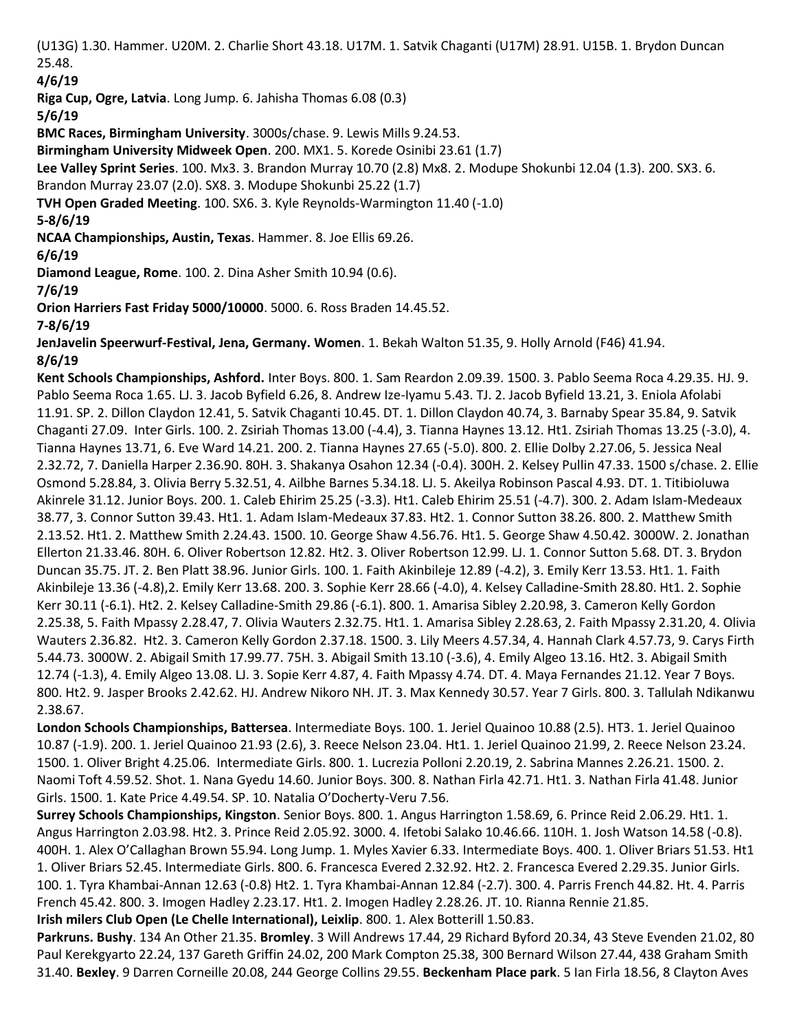(U13G) 1.30. Hammer. U20M. 2. Charlie Short 43.18. U17M. 1. Satvik Chaganti (U17M) 28.91. U15B. 1. Brydon Duncan 25.48.

**4/6/19**

**Riga Cup, Ogre, Latvia**. Long Jump. 6. Jahisha Thomas 6.08 (0.3)

**5/6/19**

**BMC Races, Birmingham University**. 3000s/chase. 9. Lewis Mills 9.24.53.

**Birmingham University Midweek Open**. 200. MX1. 5. Korede Osinibi 23.61 (1.7)

**Lee Valley Sprint Series**. 100. Mx3. 3. Brandon Murray 10.70 (2.8) Mx8. 2. Modupe Shokunbi 12.04 (1.3). 200. SX3. 6. Brandon Murray 23.07 (2.0). SX8. 3. Modupe Shokunbi 25.22 (1.7)

**TVH Open Graded Meeting**. 100. SX6. 3. Kyle Reynolds-Warmington 11.40 (-1.0)

**5-8/6/19**

**NCAA Championships, Austin, Texas**. Hammer. 8. Joe Ellis 69.26.

**6/6/19**

**Diamond League, Rome**. 100. 2. Dina Asher Smith 10.94 (0.6).

**7/6/19**

**Orion Harriers Fast Friday 5000/10000**. 5000. 6. Ross Braden 14.45.52.

**7-8/6/19**

**JenJavelin Speerwurf-Festival, Jena, Germany. Women**. 1. Bekah Walton 51.35, 9. Holly Arnold (F46) 41.94.

**8/6/19**

**Kent Schools Championships, Ashford.** Inter Boys. 800. 1. Sam Reardon 2.09.39. 1500. 3. Pablo Seema Roca 4.29.35. HJ. 9. Pablo Seema Roca 1.65. LJ. 3. Jacob Byfield 6.26, 8. Andrew Ize-Iyamu 5.43. TJ. 2. Jacob Byfield 13.21, 3. Eniola Afolabi 11.91. SP. 2. Dillon Claydon 12.41, 5. Satvik Chaganti 10.45. DT. 1. Dillon Claydon 40.74, 3. Barnaby Spear 35.84, 9. Satvik Chaganti 27.09. Inter Girls. 100. 2. Zsiriah Thomas 13.00 (-4.4), 3. Tianna Haynes 13.12. Ht1. Zsiriah Thomas 13.25 (-3.0), 4. Tianna Haynes 13.71, 6. Eve Ward 14.21. 200. 2. Tianna Haynes 27.65 (-5.0). 800. 2. Ellie Dolby 2.27.06, 5. Jessica Neal 2.32.72, 7. Daniella Harper 2.36.90. 80H. 3. Shakanya Osahon 12.34 (-0.4). 300H. 2. Kelsey Pullin 47.33. 1500 s/chase. 2. Ellie Osmond 5.28.84, 3. Olivia Berry 5.32.51, 4. Ailbhe Barnes 5.34.18. LJ. 5. Akeilya Robinson Pascal 4.93. DT. 1. Titibioluwa Akinrele 31.12. Junior Boys. 200. 1. Caleb Ehirim 25.25 (-3.3). Ht1. Caleb Ehirim 25.51 (-4.7). 300. 2. Adam Islam-Medeaux 38.77, 3. Connor Sutton 39.43. Ht1. 1. Adam Islam-Medeaux 37.83. Ht2. 1. Connor Sutton 38.26. 800. 2. Matthew Smith 2.13.52. Ht1. 2. Matthew Smith 2.24.43. 1500. 10. George Shaw 4.56.76. Ht1. 5. George Shaw 4.50.42. 3000W. 2. Jonathan Ellerton 21.33.46. 80H. 6. Oliver Robertson 12.82. Ht2. 3. Oliver Robertson 12.99. LJ. 1. Connor Sutton 5.68. DT. 3. Brydon Duncan 35.75. JT. 2. Ben Platt 38.96. Junior Girls. 100. 1. Faith Akinbileje 12.89 (-4.2), 3. Emily Kerr 13.53. Ht1. 1. Faith Akinbileje 13.36 (-4.8),2. Emily Kerr 13.68. 200. 3. Sophie Kerr 28.66 (-4.0), 4. Kelsey Calladine-Smith 28.80. Ht1. 2. Sophie Kerr 30.11 (-6.1). Ht2. 2. Kelsey Calladine-Smith 29.86 (-6.1). 800. 1. Amarisa Sibley 2.20.98, 3. Cameron Kelly Gordon 2.25.38, 5. Faith Mpassy 2.28.47, 7. Olivia Wauters 2.32.75. Ht1. 1. Amarisa Sibley 2.28.63, 2. Faith Mpassy 2.31.20, 4. Olivia Wauters 2.36.82. Ht2. 3. Cameron Kelly Gordon 2.37.18. 1500. 3. Lily Meers 4.57.34, 4. Hannah Clark 4.57.73, 9. Carys Firth 5.44.73. 3000W. 2. Abigail Smith 17.99.77. 75H. 3. Abigail Smith 13.10 (-3.6), 4. Emily Algeo 13.16. Ht2. 3. Abigail Smith 12.74 (-1.3), 4. Emily Algeo 13.08. LJ. 3. Sopie Kerr 4.87, 4. Faith Mpassy 4.74. DT. 4. Maya Fernandes 21.12. Year 7 Boys. 800. Ht2. 9. Jasper Brooks 2.42.62. HJ. Andrew Nikoro NH. JT. 3. Max Kennedy 30.57. Year 7 Girls. 800. 3. Tallulah Ndikanwu 2.38.67.

**London Schools Championships, Battersea**. Intermediate Boys. 100. 1. Jeriel Quainoo 10.88 (2.5). HT3. 1. Jeriel Quainoo 10.87 (-1.9). 200. 1. Jeriel Quainoo 21.93 (2.6), 3. Reece Nelson 23.04. Ht1. 1. Jeriel Quainoo 21.99, 2. Reece Nelson 23.24. 1500. 1. Oliver Bright 4.25.06. Intermediate Girls. 800. 1. Lucrezia Polloni 2.20.19, 2. Sabrina Mannes 2.26.21. 1500. 2. Naomi Toft 4.59.52. Shot. 1. Nana Gyedu 14.60. Junior Boys. 300. 8. Nathan Firla 42.71. Ht1. 3. Nathan Firla 41.48. Junior Girls. 1500. 1. Kate Price 4.49.54. SP. 10. Natalia O'Docherty-Veru 7.56.

**Surrey Schools Championships, Kingston**. Senior Boys. 800. 1. Angus Harrington 1.58.69, 6. Prince Reid 2.06.29. Ht1. 1. Angus Harrington 2.03.98. Ht2. 3. Prince Reid 2.05.92. 3000. 4. Ifetobi Salako 10.46.66. 110H. 1. Josh Watson 14.58 (-0.8). 400H. 1. Alex O'Callaghan Brown 55.94. Long Jump. 1. Myles Xavier 6.33. Intermediate Boys. 400. 1. Oliver Briars 51.53. Ht1 1. Oliver Briars 52.45. Intermediate Girls. 800. 6. Francesca Evered 2.32.92. Ht2. 2. Francesca Evered 2.29.35. Junior Girls. 100. 1. Tyra Khambai-Annan 12.63 (-0.8) Ht2. 1. Tyra Khambai-Annan 12.84 (-2.7). 300. 4. Parris French 44.82. Ht. 4. Parris French 45.42. 800. 3. Imogen Hadley 2.23.17. Ht1. 2. Imogen Hadley 2.28.26. JT. 10. Rianna Rennie 21.85.

**Irish milers Club Open (Le Chelle International), Leixlip**. 800. 1. Alex Botterill 1.50.83.

**Parkruns. Bushy**. 134 An Other 21.35. **Bromley**. 3 Will Andrews 17.44, 29 Richard Byford 20.34, 43 Steve Evenden 21.02, 80 Paul Kerekgyarto 22.24, 137 Gareth Griffin 24.02, 200 Mark Compton 25.38, 300 Bernard Wilson 27.44, 438 Graham Smith 31.40. **Bexley**. 9 Darren Corneille 20.08, 244 George Collins 29.55. **Beckenham Place park**. 5 Ian Firla 18.56, 8 Clayton Aves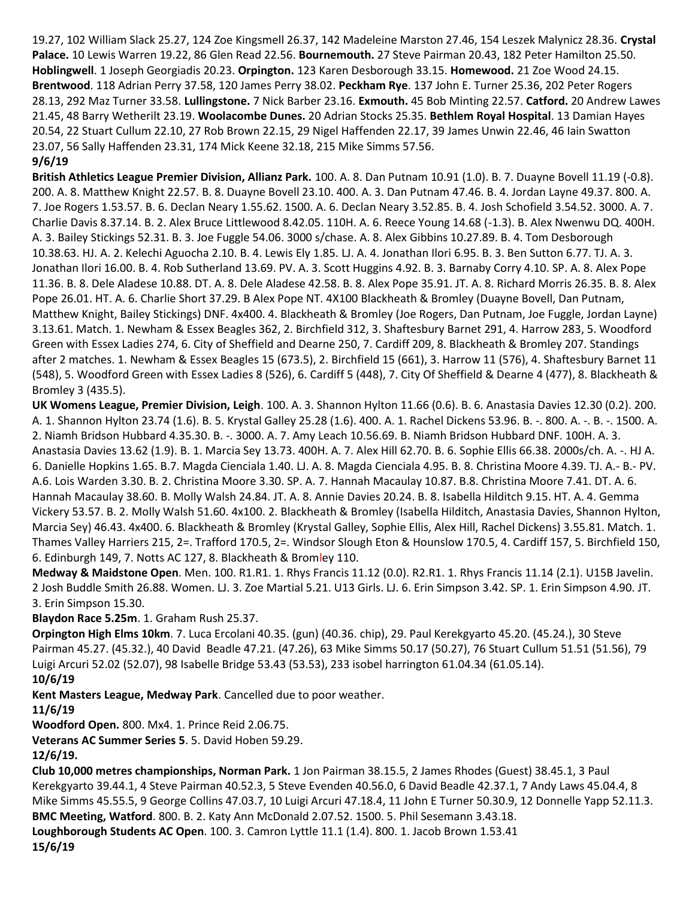19.27, 102 William Slack 25.27, 124 Zoe Kingsmell 26.37, 142 Madeleine Marston 27.46, 154 Leszek Malynicz 28.36. **Crystal Palace.** 10 Lewis Warren 19.22, 86 Glen Read 22.56. **Bournemouth.** 27 Steve Pairman 20.43, 182 Peter Hamilton 25.50. **Hoblingwell**. 1 Joseph Georgiadis 20.23. **Orpington.** 123 Karen Desborough 33.15. **Homewood.** 21 Zoe Wood 24.15. **Brentwood**. 118 Adrian Perry 37.58, 120 James Perry 38.02. **Peckham Rye**. 137 John E. Turner 25.36, 202 Peter Rogers 28.13, 292 Maz Turner 33.58. **Lullingstone.** 7 Nick Barber 23.16. **Exmouth.** 45 Bob Minting 22.57. **Catford.** 20 Andrew Lawes 21.45, 48 Barry Wetherilt 23.19. **Woolacombe Dunes.** 20 Adrian Stocks 25.35. **Bethlem Royal Hospital**. 13 Damian Hayes 20.54, 22 Stuart Cullum 22.10, 27 Rob Brown 22.15, 29 Nigel Haffenden 22.17, 39 James Unwin 22.46, 46 Iain Swatton 23.07, 56 Sally Haffenden 23.31, 174 Mick Keene 32.18, 215 Mike Simms 57.56.

**9/6/19**

**British Athletics League Premier Division, Allianz Park.** 100. A. 8. Dan Putnam 10.91 (1.0). B. 7. Duayne Bovell 11.19 (-0.8). 200. A. 8. Matthew Knight 22.57. B. 8. Duayne Bovell 23.10. 400. A. 3. Dan Putnam 47.46. B. 4. Jordan Layne 49.37. 800. A. 7. Joe Rogers 1.53.57. B. 6. Declan Neary 1.55.62. 1500. A. 6. Declan Neary 3.52.85. B. 4. Josh Schofield 3.54.52. 3000. A. 7. Charlie Davis 8.37.14. B. 2. Alex Bruce Littlewood 8.42.05. 110H. A. 6. Reece Young 14.68 (-1.3). B. Alex Nwenwu DQ. 400H. A. 3. Bailey Stickings 52.31. B. 3. Joe Fuggle 54.06. 3000 s/chase. A. 8. Alex Gibbins 10.27.89. B. 4. Tom Desborough 10.38.63. HJ. A. 2. Kelechi Aguocha 2.10. B. 4. Lewis Ely 1.85. LJ. A. 4. Jonathan Ilori 6.95. B. 3. Ben Sutton 6.77. TJ. A. 3. Jonathan Ilori 16.00. B. 4. Rob Sutherland 13.69. PV. A. 3. Scott Huggins 4.92. B. 3. Barnaby Corry 4.10. SP. A. 8. Alex Pope 11.36. B. 8. Dele Aladese 10.88. DT. A. 8. Dele Aladese 42.58. B. 8. Alex Pope 35.91. JT. A. 8. Richard Morris 26.35. B. 8. Alex Pope 26.01. HT. A. 6. Charlie Short 37.29. B Alex Pope NT. 4X100 Blackheath & Bromley (Duayne Bovell, Dan Putnam, Matthew Knight, Bailey Stickings) DNF. 4x400. 4. Blackheath & Bromley (Joe Rogers, Dan Putnam, Joe Fuggle, Jordan Layne) 3.13.61. Match. 1. Newham & Essex Beagles 362, 2. Birchfield 312, 3. Shaftesbury Barnet 291, 4. Harrow 283, 5. Woodford Green with Essex Ladies 274, 6. City of Sheffield and Dearne 250, 7. Cardiff 209, 8. Blackheath & Bromley 207. Standings after 2 matches. 1. Newham & Essex Beagles 15 (673.5), 2. Birchfield 15 (661), 3. Harrow 11 (576), 4. Shaftesbury Barnet 11 (548), 5. Woodford Green with Essex Ladies 8 (526), 6. Cardiff 5 (448), 7. City Of Sheffield & Dearne 4 (477), 8. Blackheath & Bromley 3 (435.5).

**UK Womens League, Premier Division, Leigh**. 100. A. 3. Shannon Hylton 11.66 (0.6). B. 6. Anastasia Davies 12.30 (0.2). 200. A. 1. Shannon Hylton 23.74 (1.6). B. 5. Krystal Galley 25.28 (1.6). 400. A. 1. Rachel Dickens 53.96. B. -. 800. A. -. B. -. 1500. A. 2. Niamh Bridson Hubbard 4.35.30. B. -. 3000. A. 7. Amy Leach 10.56.69. B. Niamh Bridson Hubbard DNF. 100H. A. 3. Anastasia Davies 13.62 (1.9). B. 1. Marcia Sey 13.73. 400H. A. 7. Alex Hill 62.70. B. 6. Sophie Ellis 66.38. 2000s/ch. A. -. HJ A. 6. Danielle Hopkins 1.65. B.7. Magda Cienciala 1.40. LJ. A. 8. Magda Cienciala 4.95. B. 8. Christina Moore 4.39. TJ. A.- B.- PV. A.6. Lois Warden 3.30. B. 2. Christina Moore 3.30. SP. A. 7. Hannah Macaulay 10.87. B.8. Christina Moore 7.41. DT. A. 6. Hannah Macaulay 38.60. B. Molly Walsh 24.84. JT. A. 8. Annie Davies 20.24. B. 8. Isabella Hilditch 9.15. HT. A. 4. Gemma Vickery 53.57. B. 2. Molly Walsh 51.60. 4x100. 2. Blackheath & Bromley (Isabella Hilditch, Anastasia Davies, Shannon Hylton, Marcia Sey) 46.43. 4x400. 6. Blackheath & Bromley (Krystal Galley, Sophie Ellis, Alex Hill, Rachel Dickens) 3.55.81. Match. 1. Thames Valley Harriers 215, 2=. Trafford 170.5, 2=. Windsor Slough Eton & Hounslow 170.5, 4. Cardiff 157, 5. Birchfield 150, 6. Edinburgh 149, 7. Notts AC 127, 8. Blackheath & Bromley 110.

**Medway & Maidstone Open**. Men. 100. R1.R1. 1. Rhys Francis 11.12 (0.0). R2.R1. 1. Rhys Francis 11.14 (2.1). U15B Javelin. 2 Josh Buddle Smith 26.88. Women. LJ. 3. Zoe Martial 5.21. U13 Girls. LJ. 6. Erin Simpson 3.42. SP. 1. Erin Simpson 4.90. JT. 3. Erin Simpson 15.30.

**Blaydon Race 5.25m**. 1. Graham Rush 25.37.

**Orpington High Elms 10km**. 7. Luca Ercolani 40.35. (gun) (40.36. chip), 29. Paul Kerekgyarto 45.20. (45.24.), 30 Steve Pairman 45.27. (45.32.), 40 David Beadle 47.21. (47.26), 63 Mike Simms 50.17 (50.27), 76 Stuart Cullum 51.51 (51.56), 79 Luigi Arcuri 52.02 (52.07), 98 Isabelle Bridge 53.43 (53.53), 233 isobel harrington 61.04.34 (61.05.14).

**10/6/19**

**Kent Masters League, Medway Park**. Cancelled due to poor weather.

**11/6/19**

**Woodford Open.** 800. Mx4. 1. Prince Reid 2.06.75.

**Veterans AC Summer Series 5**. 5. David Hoben 59.29.

**12/6/19.**

**Club 10,000 metres championships, Norman Park.** 1 Jon Pairman 38.15.5, 2 James Rhodes (Guest) 38.45.1, 3 Paul Kerekgyarto 39.44.1, 4 Steve Pairman 40.52.3, 5 Steve Evenden 40.56.0, 6 David Beadle 42.37.1, 7 Andy Laws 45.04.4, 8 Mike Simms 45.55.5, 9 George Collins 47.03.7, 10 Luigi Arcuri 47.18.4, 11 John E Turner 50.30.9, 12 Donnelle Yapp 52.11.3.

**BMC Meeting, Watford**. 800. B. 2. Katy Ann McDonald 2.07.52. 1500. 5. Phil Sesemann 3.43.18.

**Loughborough Students AC Open**. 100. 3. Camron Lyttle 11.1 (1.4). 800. 1. Jacob Brown 1.53.41

**15/6/19**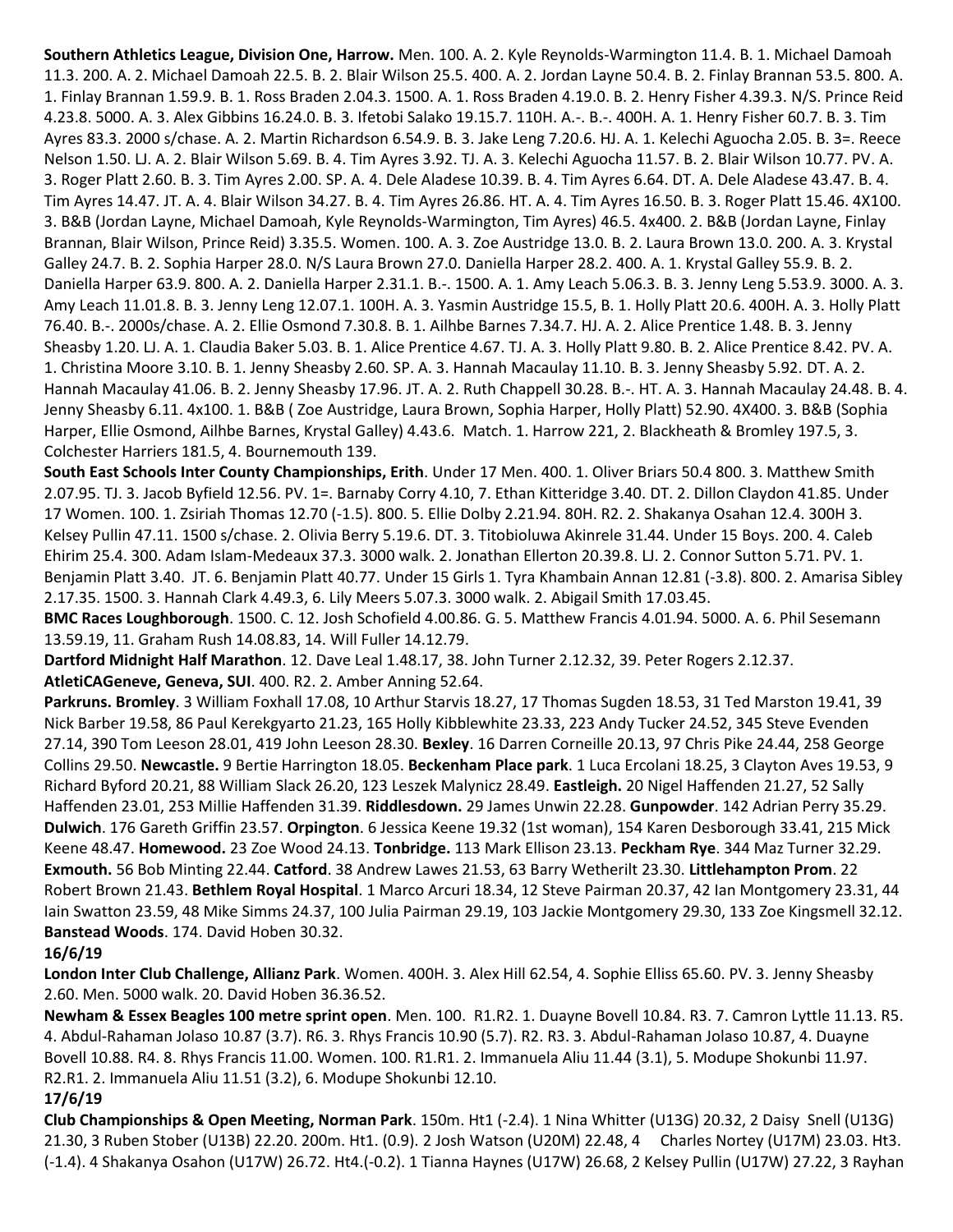**Southern Athletics League, Division One, Harrow.** Men. 100. A. 2. Kyle Reynolds-Warmington 11.4. B. 1. Michael Damoah 11.3. 200. A. 2. Michael Damoah 22.5. B. 2. Blair Wilson 25.5. 400. A. 2. Jordan Layne 50.4. B. 2. Finlay Brannan 53.5. 800. A. 1. Finlay Brannan 1.59.9. B. 1. Ross Braden 2.04.3. 1500. A. 1. Ross Braden 4.19.0. B. 2. Henry Fisher 4.39.3. N/S. Prince Reid 4.23.8. 5000. A. 3. Alex Gibbins 16.24.0. B. 3. Ifetobi Salako 19.15.7. 110H. A.-. B.-. 400H. A. 1. Henry Fisher 60.7. B. 3. Tim Ayres 83.3. 2000 s/chase. A. 2. Martin Richardson 6.54.9. B. 3. Jake Leng 7.20.6. HJ. A. 1. Kelechi Aguocha 2.05. B. 3=. Reece Nelson 1.50. LJ. A. 2. Blair Wilson 5.69. B. 4. Tim Ayres 3.92. TJ. A. 3. Kelechi Aguocha 11.57. B. 2. Blair Wilson 10.77. PV. A. 3. Roger Platt 2.60. B. 3. Tim Ayres 2.00. SP. A. 4. Dele Aladese 10.39. B. 4. Tim Ayres 6.64. DT. A. Dele Aladese 43.47. B. 4. Tim Ayres 14.47. JT. A. 4. Blair Wilson 34.27. B. 4. Tim Ayres 26.86. HT. A. 4. Tim Ayres 16.50. B. 3. Roger Platt 15.46. 4X100. 3. B&B (Jordan Layne, Michael Damoah, Kyle Reynolds-Warmington, Tim Ayres) 46.5. 4x400. 2. B&B (Jordan Layne, Finlay Brannan, Blair Wilson, Prince Reid) 3.35.5. Women. 100. A. 3. Zoe Austridge 13.0. B. 2. Laura Brown 13.0. 200. A. 3. Krystal Galley 24.7. B. 2. Sophia Harper 28.0. N/S Laura Brown 27.0. Daniella Harper 28.2. 400. A. 1. Krystal Galley 55.9. B. 2. Daniella Harper 63.9. 800. A. 2. Daniella Harper 2.31.1. B.-. 1500. A. 1. Amy Leach 5.06.3. B. 3. Jenny Leng 5.53.9. 3000. A. 3. Amy Leach 11.01.8. B. 3. Jenny Leng 12.07.1. 100H. A. 3. Yasmin Austridge 15.5, B. 1. Holly Platt 20.6. 400H. A. 3. Holly Platt 76.40. B.-. 2000s/chase. A. 2. Ellie Osmond 7.30.8. B. 1. Ailhbe Barnes 7.34.7. HJ. A. 2. Alice Prentice 1.48. B. 3. Jenny Sheasby 1.20. LJ. A. 1. Claudia Baker 5.03. B. 1. Alice Prentice 4.67. TJ. A. 3. Holly Platt 9.80. B. 2. Alice Prentice 8.42. PV. A. 1. Christina Moore 3.10. B. 1. Jenny Sheasby 2.60. SP. A. 3. Hannah Macaulay 11.10. B. 3. Jenny Sheasby 5.92. DT. A. 2. Hannah Macaulay 41.06. B. 2. Jenny Sheasby 17.96. JT. A. 2. Ruth Chappell 30.28. B.-. HT. A. 3. Hannah Macaulay 24.48. B. 4. Jenny Sheasby 6.11. 4x100. 1. B&B ( Zoe Austridge, Laura Brown, Sophia Harper, Holly Platt) 52.90. 4X400. 3. B&B (Sophia Harper, Ellie Osmond, Ailhbe Barnes, Krystal Galley) 4.43.6. Match. 1. Harrow 221, 2. Blackheath & Bromley 197.5, 3. Colchester Harriers 181.5, 4. Bournemouth 139.

**South East Schools Inter County Championships, Erith**. Under 17 Men. 400. 1. Oliver Briars 50.4 800. 3. Matthew Smith 2.07.95. TJ. 3. Jacob Byfield 12.56. PV. 1=. Barnaby Corry 4.10, 7. Ethan Kitteridge 3.40. DT. 2. Dillon Claydon 41.85. Under 17 Women. 100. 1. Zsiriah Thomas 12.70 (-1.5). 800. 5. Ellie Dolby 2.21.94. 80H. R2. 2. Shakanya Osahan 12.4. 300H 3. Kelsey Pullin 47.11. 1500 s/chase. 2. Olivia Berry 5.19.6. DT. 3. Titobioluwa Akinrele 31.44. Under 15 Boys. 200. 4. Caleb Ehirim 25.4. 300. Adam Islam-Medeaux 37.3. 3000 walk. 2. Jonathan Ellerton 20.39.8. LJ. 2. Connor Sutton 5.71. PV. 1. Benjamin Platt 3.40. JT. 6. Benjamin Platt 40.77. Under 15 Girls 1. Tyra Khambain Annan 12.81 (-3.8). 800. 2. Amarisa Sibley 2.17.35. 1500. 3. Hannah Clark 4.49.3, 6. Lily Meers 5.07.3. 3000 walk. 2. Abigail Smith 17.03.45.

**BMC Races Loughborough**. 1500. C. 12. Josh Schofield 4.00.86. G. 5. Matthew Francis 4.01.94. 5000. A. 6. Phil Sesemann 13.59.19, 11. Graham Rush 14.08.83, 14. Will Fuller 14.12.79.

**Dartford Midnight Half Marathon**. 12. Dave Leal 1.48.17, 38. John Turner 2.12.32, 39. Peter Rogers 2.12.37.

**AtletiCAGeneve, Geneva, SUI**. 400. R2. 2. Amber Anning 52.64.

**Parkruns. Bromley**. 3 William Foxhall 17.08, 10 Arthur Starvis 18.27, 17 Thomas Sugden 18.53, 31 Ted Marston 19.41, 39 Nick Barber 19.58, 86 Paul Kerekgyarto 21.23, 165 Holly Kibblewhite 23.33, 223 Andy Tucker 24.52, 345 Steve Evenden 27.14, 390 Tom Leeson 28.01, 419 John Leeson 28.30. **Bexley**. 16 Darren Corneille 20.13, 97 Chris Pike 24.44, 258 George Collins 29.50. **Newcastle.** 9 Bertie Harrington 18.05. **Beckenham Place park**. 1 Luca Ercolani 18.25, 3 Clayton Aves 19.53, 9 Richard Byford 20.21, 88 William Slack 26.20, 123 Leszek Malynicz 28.49. **Eastleigh.** 20 Nigel Haffenden 21.27, 52 Sally Haffenden 23.01, 253 Millie Haffenden 31.39. **Riddlesdown.** 29 James Unwin 22.28. **Gunpowder**. 142 Adrian Perry 35.29. **Dulwich**. 176 Gareth Griffin 23.57. **Orpington**. 6 Jessica Keene 19.32 (1st woman), 154 Karen Desborough 33.41, 215 Mick Keene 48.47. **Homewood.** 23 Zoe Wood 24.13. **Tonbridge.** 113 Mark Ellison 23.13. **Peckham Rye**. 344 Maz Turner 32.29. **Exmouth.** 56 Bob Minting 22.44. **Catford**. 38 Andrew Lawes 21.53, 63 Barry Wetherilt 23.30. **Littlehampton Prom**. 22 Robert Brown 21.43. **Bethlem Royal Hospital**. 1 Marco Arcuri 18.34, 12 Steve Pairman 20.37, 42 Ian Montgomery 23.31, 44 Iain Swatton 23.59, 48 Mike Simms 24.37, 100 Julia Pairman 29.19, 103 Jackie Montgomery 29.30, 133 Zoe Kingsmell 32.12. **Banstead Woods**. 174. David Hoben 30.32.

**16/6/19**

**London Inter Club Challenge, Allianz Park**. Women. 400H. 3. Alex Hill 62.54, 4. Sophie Elliss 65.60. PV. 3. Jenny Sheasby 2.60. Men. 5000 walk. 20. David Hoben 36.36.52.

**Newham & Essex Beagles 100 metre sprint open**. Men. 100. R1.R2. 1. Duayne Bovell 10.84. R3. 7. Camron Lyttle 11.13. R5. 4. Abdul-Rahaman Jolaso 10.87 (3.7). R6. 3. Rhys Francis 10.90 (5.7). R2. R3. 3. Abdul-Rahaman Jolaso 10.87, 4. Duayne Bovell 10.88. R4. 8. Rhys Francis 11.00. Women. 100. R1.R1. 2. Immanuela Aliu 11.44 (3.1), 5. Modupe Shokunbi 11.97. R2.R1. 2. Immanuela Aliu 11.51 (3.2), 6. Modupe Shokunbi 12.10.

**17/6/19**

**Club Championships & Open Meeting, Norman Park**. 150m. Ht1 (-2.4). 1 Nina Whitter (U13G) 20.32, 2 Daisy Snell (U13G) 21.30, 3 Ruben Stober (U13B) 22.20. 200m. Ht1. (0.9). 2 Josh Watson (U20M) 22.48, 4 Charles Nortey (U17M) 23.03. Ht3. (-1.4). 4 Shakanya Osahon (U17W) 26.72. Ht4.(-0.2). 1 Tianna Haynes (U17W) 26.68, 2 Kelsey Pullin (U17W) 27.22, 3 Rayhan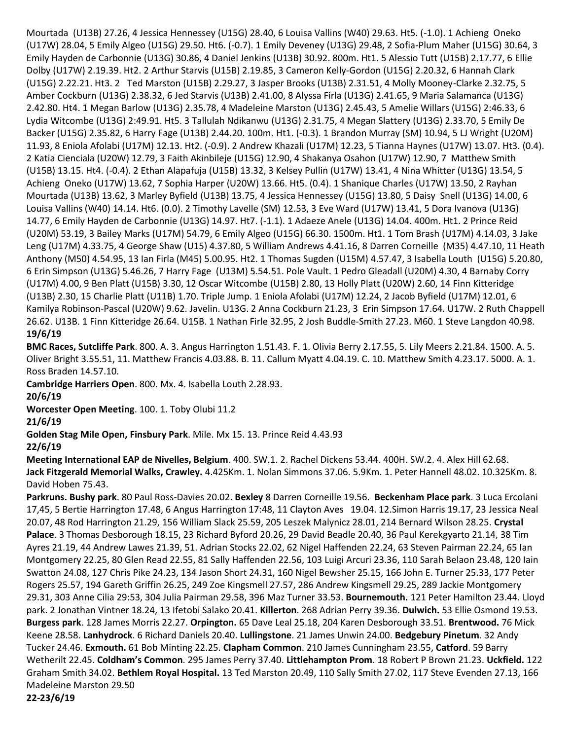Mourtada (U13B) 27.26, 4 Jessica Hennessey (U15G) 28.40, 6 Louisa Vallins (W40) 29.63. Ht5. (-1.0). 1 Achieng Oneko (U17W) 28.04, 5 Emily Algeo (U15G) 29.50. Ht6. (-0.7). 1 Emily Deveney (U13G) 29.48, 2 Sofia-Plum Maher (U15G) 30.64, 3 Emily Hayden de Carbonnie (U13G) 30.86, 4 Daniel Jenkins (U13B) 30.92. 800m. Ht1. 5 Alessio Tutt (U15B) 2.17.77, 6 Ellie Dolby (U17W) 2.19.39. Ht2. 2 Arthur Starvis (U15B) 2.19.85, 3 Cameron Kelly-Gordon (U15G) 2.20.32, 6 Hannah Clark (U15G) 2.22.21. Ht3. 2 Ted Marston (U15B) 2.29.27, 3 Jasper Brooks (U13B) 2.31.51, 4 Molly Mooney-Clarke 2.32.75, 5 Amber Cockburn (U13G) 2.38.32, 6 Jed Starvis (U13B) 2.41.00, 8 Alyssa Firla (U13G) 2.41.65, 9 Maria Salamanca (U13G) 2.42.80. Ht4. 1 Megan Barlow (U13G) 2.35.78, 4 Madeleine Marston (U13G) 2.45.43, 5 Amelie Willars (U15G) 2:46.33, 6 Lydia Witcombe (U13G) 2:49.91. Ht5. 3 Tallulah Ndikanwu (U13G) 2.31.75, 4 Megan Slattery (U13G) 2.33.70, 5 Emily De Backer (U15G) 2.35.82, 6 Harry Fage (U13B) 2.44.20. 100m. Ht1. (-0.3). 1 Brandon Murray (SM) 10.94, 5 LJ Wright (U20M) 11.93, 8 Eniola Afolabi (U17M) 12.13. Ht2. (-0.9). 2 Andrew Khazali (U17M) 12.23, 5 Tianna Haynes (U17W) 13.07. Ht3. (0.4). 2 Katia Cienciala (U20W) 12.79, 3 Faith Akinbileje (U15G) 12.90, 4 Shakanya Osahon (U17W) 12.90, 7 Matthew Smith (U15B) 13.15. Ht4. (-0.4). 2 Ethan Alapafuja (U15B) 13.32, 3 Kelsey Pullin (U17W) 13.41, 4 Nina Whitter (U13G) 13.54, 5 Achieng Oneko (U17W) 13.62, 7 Sophia Harper (U20W) 13.66. Ht5. (0.4). 1 Shanique Charles (U17W) 13.50, 2 Rayhan Mourtada (U13B) 13.62, 3 Marley Byfield (U13B) 13.75, 4 Jessica Hennessey (U15G) 13.80, 5 Daisy Snell (U13G) 14.00, 6 Louisa Vallins (W40) 14.14. Ht6. (0.0). 2 Timothy Lavelle (SM) 12.53, 3 Eve Ward (U17W) 13.41, 5 Dora Ivanova (U13G) 14.77, 6 Emily Hayden de Carbonnie (U13G) 14.97. Ht7. (-1.1). 1 Adaeze Anele (U13G) 14.04. 400m. Ht1. 2 Prince Reid (U20M) 53.19, 3 Bailey Marks (U17M) 54.79, 6 Emily Algeo (U15G) 66.30. 1500m. Ht1. 1 Tom Brash (U17M) 4.14.03, 3 Jake Leng (U17M) 4.33.75, 4 George Shaw (U15) 4.37.80, 5 William Andrews 4.41.16, 8 Darren Corneille (M35) 4.47.10, 11 Heath Anthony (M50) 4.54.95, 13 Ian Firla (M45) 5.00.95. Ht2. 1 Thomas Sugden (U15M) 4.57.47, 3 Isabella Louth (U15G) 5.20.80, 6 Erin Simpson (U13G) 5.46.26, 7 Harry Fage (U13M) 5.54.51. Pole Vault. 1 Pedro Gleadall (U20M) 4.30, 4 Barnaby Corry (U17M) 4.00, 9 Ben Platt (U15B) 3.30, 12 Oscar Witcombe (U15B) 2.80, 13 Holly Platt (U20W) 2.60, 14 Finn Kitteridge (U13B) 2.30, 15 Charlie Platt (U11B) 1.70. Triple Jump. 1 Eniola Afolabi (U17M) 12.24, 2 Jacob Byfield (U17M) 12.01, 6 Kamilya Robinson-Pascal (U20W) 9.62. Javelin. U13G. 2 Anna Cockburn 21.23, 3 Erin Simpson 17.64. U17W. 2 Ruth Chappell 26.62. U13B. 1 Finn Kitteridge 26.64. U15B. 1 Nathan Firle 32.95, 2 Josh Buddle-Smith 27.23. M60. 1 Steve Langdon 40.98.

**19/6/19**

**BMC Races, Sutcliffe Park**. 800. A. 3. Angus Harrington 1.51.43. F. 1. Olivia Berry 2.17.55, 5. Lily Meers 2.21.84. 1500. A. 5. Oliver Bright 3.55.51, 11. Matthew Francis 4.03.88. B. 11. Callum Myatt 4.04.19. C. 10. Matthew Smith 4.23.17. 5000. A. 1. Ross Braden 14.57.10.

**Cambridge Harriers Open**. 800. Mx. 4. Isabella Louth 2.28.93.

**20/6/19**

**Worcester Open Meeting**. 100. 1. Toby Olubi 11.2

**21/6/19**

**Golden Stag Mile Open, Finsbury Park**. Mile. Mx 15. 13. Prince Reid 4.43.93

**22/6/19**

**Meeting International EAP de Nivelles, Belgium**. 400. SW.1. 2. Rachel Dickens 53.44. 400H. SW.2. 4. Alex Hill 62.68.

**Jack Fitzgerald Memorial Walks, Crawley.** 4.425Km. 1. Nolan Simmons 37.06. 5.9Km. 1. Peter Hannell 48.02. 10.325Km. 8. David Hoben 75.43.

**Parkruns. Bushy park**. 80 Paul Ross-Davies 20.02. **Bexley** 8 Darren Corneille 19.56. **Beckenham Place park**. 3 Luca Ercolani 17,45, 5 Bertie Harrington 17.48, 6 Angus Harrington 17:48, 11 Clayton Aves 19.04. 12.Simon Harris 19.17, 23 Jessica Neal 20.07, 48 Rod Harrington 21.29, 156 William Slack 25.59, 205 Leszek Malynicz 28.01, 214 Bernard Wilson 28.25. **Crystal Palace**. 3 Thomas Desborough 18.15, 23 Richard Byford 20.26, 29 David Beadle 20.40, 36 Paul Kerekgyarto 21.14, 38 Tim Ayres 21.19, 44 Andrew Lawes 21.39, 51. Adrian Stocks 22.02, 62 Nigel Haffenden 22.24, 63 Steven Pairman 22.24, 65 Ian Montgomery 22.25, 80 Glen Read 22.55, 81 Sally Haffenden 22.56, 103 Luigi Arcuri 23.36, 110 Sarah Belaon 23.48, 120 Iain Swatton 24.08, 127 Chris Pike 24.23, 134 Jason Short 24.31, 160 Nigel Bewsher 25.15, 166 John E. Turner 25.33, 177 Peter Rogers 25.57, 194 Gareth Griffin 26.25, 249 Zoe Kingsmell 27.57, 286 Andrew Kingsmell 29.25, 289 Jackie Montgomery 29.31, 303 Anne Cilia 29:53, 304 Julia Pairman 29.58, 396 Maz Turner 33.53. **Bournemouth.** 121 Peter Hamilton 23.44. Lloyd park. 2 Jonathan Vintner 18.24, 13 Ifetobi Salako 20.41. **Killerton**. 268 Adrian Perry 39.36. **Dulwich.** 53 Ellie Osmond 19.53. **Burgess park**. 128 James Morris 22.27. **Orpington.** 65 Dave Leal 25.18, 204 Karen Desborough 33.51. **Brentwood.** 76 Mick Keene 28.58. **Lanhydrock**. 6 Richard Daniels 20.40. **Lullingstone**. 21 James Unwin 24.00. **Bedgebury Pinetum**. 32 Andy Tucker 24.46. **Exmouth.** 61 Bob Minting 22.25. **Clapham Common**. 210 James Cunningham 23.55, **Catford**. 59 Barry Wetherilt 22.45. **Coldham's Common**. 295 James Perry 37.40. **Littlehampton Prom**. 18 Robert P Brown 21.23. **Uckfield.** 122 Graham Smith 34.02. **Bethlem Royal Hospital.** 13 Ted Marston 20.49, 110 Sally Smith 27.02, 117 Steve Evenden 27.13, 166 Madeleine Marston 29.50

**22-23/6/19**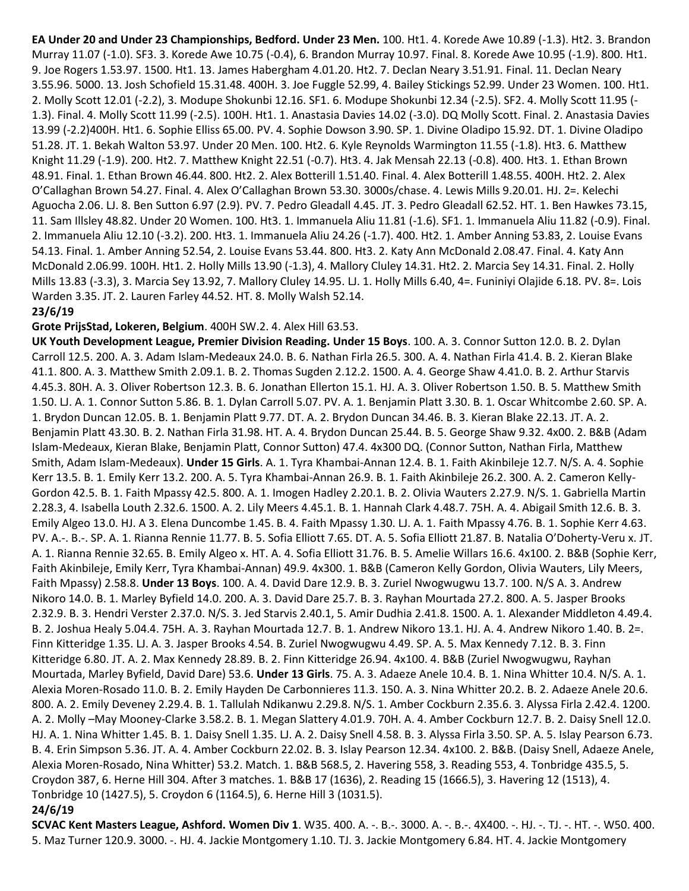**EA Under 20 and Under 23 Championships, Bedford. Under 23 Men.** 100. Ht1. 4. Korede Awe 10.89 (-1.3). Ht2. 3. Brandon Murray 11.07 (-1.0). SF3. 3. Korede Awe 10.75 (-0.4), 6. Brandon Murray 10.97. Final. 8. Korede Awe 10.95 (-1.9). 800. Ht1. 9. Joe Rogers 1.53.97. 1500. Ht1. 13. James Habergham 4.01.20. Ht2. 7. Declan Neary 3.51.91. Final. 11. Declan Neary 3.55.96. 5000. 13. Josh Schofield 15.31.48. 400H. 3. Joe Fuggle 52.99, 4. Bailey Stickings 52.99. Under 23 Women. 100. Ht1. 2. Molly Scott 12.01 (-2.2), 3. Modupe Shokunbi 12.16. SF1. 6. Modupe Shokunbi 12.34 (-2.5). SF2. 4. Molly Scott 11.95 (-1.3). Final. 4. Molly Scott 11.99 (-2.5). 100H. Ht1. 1. Anastasia Davies 14.02 (-3.0). DQ Molly Scott. Final. 2. Anastasia Davies 13.99 (-2.2)400H. Ht1. 6. Sophie Elliss 65.00. PV. 4. Sophie Dowson 3.90. SP. 1. Divine Oladipo 15.92. DT. 1. Divine Oladipo 51.28. JT. 1. Bekah Walton 53.97. Under 20 Men. 100. Ht2. 6. Kyle Reynolds Warmington 11.55 (-1.8). Ht3. 6. Matthew Knight 11.29 (-1.9). 200. Ht2. 7. Matthew Knight 22.51 (-0.7). Ht3. 4. Jak Mensah 22.13 (-0.8). 400. Ht3. 1. Ethan Brown 48.91. Final. 1. Ethan Brown 46.44. 800. Ht2. 2. Alex Botterill 1.51.40. Final. 4. Alex Botterill 1.48.55. 400H. Ht2. 2. Alex O'Callaghan Brown 54.27. Final. 4. Alex O'Callaghan Brown 53.30. 3000s/chase. 4. Lewis Mills 9.20.01. HJ. 2=. Kelechi Aguocha 2.06. LJ. 8. Ben Sutton 6.97 (2.9). PV. 7. Pedro Gleadall 4.45. JT. 3. Pedro Gleadall 62.52. HT. 1. Ben Hawkes 73.15, 11. Sam Illsley 48.82. Under 20 Women. 100. Ht3. 1. Immanuela Aliu 11.81 (-1.6). SF1. 1. Immanuela Aliu 11.82 (-0.9). Final. 2. Immanuela Aliu 12.10 (-3.2). 200. Ht3. 1. Immanuela Aliu 24.26 (-1.7). 400. Ht2. 1. Amber Anning 53.83, 2. Louise Evans 54.13. Final. 1. Amber Anning 52.54, 2. Louise Evans 53.44. 800. Ht3. 2. Katy Ann McDonald 2.08.47. Final. 4. Katy Ann McDonald 2.06.99. 100H. Ht1. 2. Holly Mills 13.90 (-1.3), 4. Mallory Cluley 14.31. Ht2. 2. Marcia Sey 14.31. Final. 2. Holly Mills 13.83 (-3.3), 3. Marcia Sey 13.92, 7. Mallory Cluley 14.95. LJ. 1. Holly Mills 6.40, 4=. Funiniyi Olajide 6.18. PV. 8=. Lois Warden 3.35. JT. 2. Lauren Farley 44.52. HT. 8. Molly Walsh 52.14.

**23/6/19**

**Grote PrijsStad, Lokeren, Belgium**. 400H SW.2. 4. Alex Hill 63.53.

**UK Youth Development League, Premier Division Reading. Under 15 Boys**. 100. A. 3. Connor Sutton 12.0. B. 2. Dylan Carroll 12.5. 200. A. 3. Adam Islam-Medeaux 24.0. B. 6. Nathan Firla 26.5. 300. A. 4. Nathan Firla 41.4. B. 2. Kieran Blake 41.1. 800. A. 3. Matthew Smith 2.09.1. B. 2. Thomas Sugden 2.12.2. 1500. A. 4. George Shaw 4.41.0. B. 2. Arthur Starvis 4.45.3. 80H. A. 3. Oliver Robertson 12.3. B. 6. Jonathan Ellerton 15.1. HJ. A. 3. Oliver Robertson 1.50. B. 5. Matthew Smith 1.50. LJ. A. 1. Connor Sutton 5.86. B. 1. Dylan Carroll 5.07. PV. A. 1. Benjamin Platt 3.30. B. 1. Oscar Whitcombe 2.60. SP. A. 1. Brydon Duncan 12.05. B. 1. Benjamin Platt 9.77. DT. A. 2. Brydon Duncan 34.46. B. 3. Kieran Blake 22.13. JT. A. 2. Benjamin Platt 43.30. B. 2. Nathan Firla 31.98. HT. A. 4. Brydon Duncan 25.44. B. 5. George Shaw 9.32. 4x00. 2. B&B (Adam Islam-Medeaux, Kieran Blake, Benjamin Platt, Connor Sutton) 47.4. 4x300 DQ. (Connor Sutton, Nathan Firla, Matthew Smith, Adam Islam-Medeaux). **Under 15 Girls**. A. 1. Tyra Khambai-Annan 12.4. B. 1. Faith Akinbileje 12.7. N/S. A. 4. Sophie Kerr 13.5. B. 1. Emily Kerr 13.2. 200. A. 5. Tyra Khambai-Annan 26.9. B. 1. Faith Akinbileje 26.2. 300. A. 2. Cameron Kelly-Gordon 42.5. B. 1. Faith Mpassy 42.5. 800. A. 1. Imogen Hadley 2.20.1. B. 2. Olivia Wauters 2.27.9. N/S. 1. Gabriella Martin 2.28.3, 4. Isabella Louth 2.32.6. 1500. A. 2. Lily Meers 4.45.1. B. 1. Hannah Clark 4.48.7. 75H. A. 4. Abigail Smith 12.6. B. 3. Emily Algeo 13.0. HJ. A 3. Elena Duncombe 1.45. B. 4. Faith Mpassy 1.30. LJ. A. 1. Faith Mpassy 4.76. B. 1. Sophie Kerr 4.63. PV. A.-. B.-. SP. A. 1. Rianna Rennie 11.77. B. 5. Sofia Elliott 7.65. DT. A. 5. Sofia Elliott 21.87. B. Natalia O'Doherty-Veru x. JT. A. 1. Rianna Rennie 32.65. B. Emily Algeo x. HT. A. 4. Sofia Elliott 31.76. B. 5. Amelie Willars 16.6. 4x100. 2. B&B (Sophie Kerr, Faith Akinbileje, Emily Kerr, Tyra Khambai-Annan) 49.9. 4x300. 1. B&B (Cameron Kelly Gordon, Olivia Wauters, Lily Meers, Faith Mpassy) 2.58.8. **Under 13 Boys**. 100. A. 4. David Dare 12.9. B. 3. Zuriel Nwogwugwu 13.7. 100. N/S A. 3. Andrew Nikoro 14.0. B. 1. Marley Byfield 14.0. 200. A. 3. David Dare 25.7. B. 3. Rayhan Mourtada 27.2. 800. A. 5. Jasper Brooks 2.32.9. B. 3. Hendri Verster 2.37.0. N/S. 3. Jed Starvis 2.40.1, 5. Amir Dudhia 2.41.8. 1500. A. 1. Alexander Middleton 4.49.4. B. 2. Joshua Healy 5.04.4. 75H. A. 3. Rayhan Mourtada 12.7. B. 1. Andrew Nikoro 13.1. HJ. A. 4. Andrew Nikoro 1.40. B. 2=. Finn Kitteridge 1.35. LJ. A. 3. Jasper Brooks 4.54. B. Zuriel Nwogwugwu 4.49. SP. A. 5. Max Kennedy 7.12. B. 3. Finn Kitteridge 6.80. JT. A. 2. Max Kennedy 28.89. B. 2. Finn Kitteridge 26.94. 4x100. 4. B&B (Zuriel Nwogwugwu, Rayhan Mourtada, Marley Byfield, David Dare) 53.6. **Under 13 Girls**. 75. A. 3. Adaeze Anele 10.4. B. 1. Nina Whitter 10.4. N/S. A. 1. Alexia Moren-Rosado 11.0. B. 2. Emily Hayden De Carbonnieres 11.3. 150. A. 3. Nina Whitter 20.2. B. 2. Adaeze Anele 20.6. 800. A. 2. Emily Deveney 2.29.4. B. 1. Tallulah Ndikanwu 2.29.8. N/S. 1. Amber Cockburn 2.35.6. 3. Alyssa Firla 2.42.4. 1200. A. 2. Molly –May Mooney-Clarke 3.58.2. B. 1. Megan Slattery 4.01.9. 70H. A. 4. Amber Cockburn 12.7. B. 2. Daisy Snell 12.0. HJ. A. 1. Nina Whitter 1.45. B. 1. Daisy Snell 1.35. LJ. A. 2. Daisy Snell 4.58. B. 3. Alyssa Firla 3.50. SP. A. 5. Islay Pearson 6.73. B. 4. Erin Simpson 5.36. JT. A. 4. Amber Cockburn 22.02. B. 3. Islay Pearson 12.34. 4x100. 2. B&B. (Daisy Snell, Adaeze Anele, Alexia Moren-Rosado, Nina Whitter) 53.2. Match. 1. B&B 568.5, 2. Havering 558, 3. Reading 553, 4. Tonbridge 435.5, 5. Croydon 387, 6. Herne Hill 304. After 3 matches. 1. B&B 17 (1636), 2. Reading 15 (1666.5), 3. Havering 12 (1513), 4. Tonbridge 10 (1427.5), 5. Croydon 6 (1164.5), 6. Herne Hill 3 (1031.5).

**24/6/19**

**SCVAC Kent Masters League, Ashford. Women Div 1**. W35. 400. A. -. B.-. 3000. A. -. B.-. 4X400. -. HJ. -. TJ. -. HT. -. W50. 400. 5. Maz Turner 120.9. 3000. -. HJ. 4. Jackie Montgomery 1.10. TJ. 3. Jackie Montgomery 6.84. HT. 4. Jackie Montgomery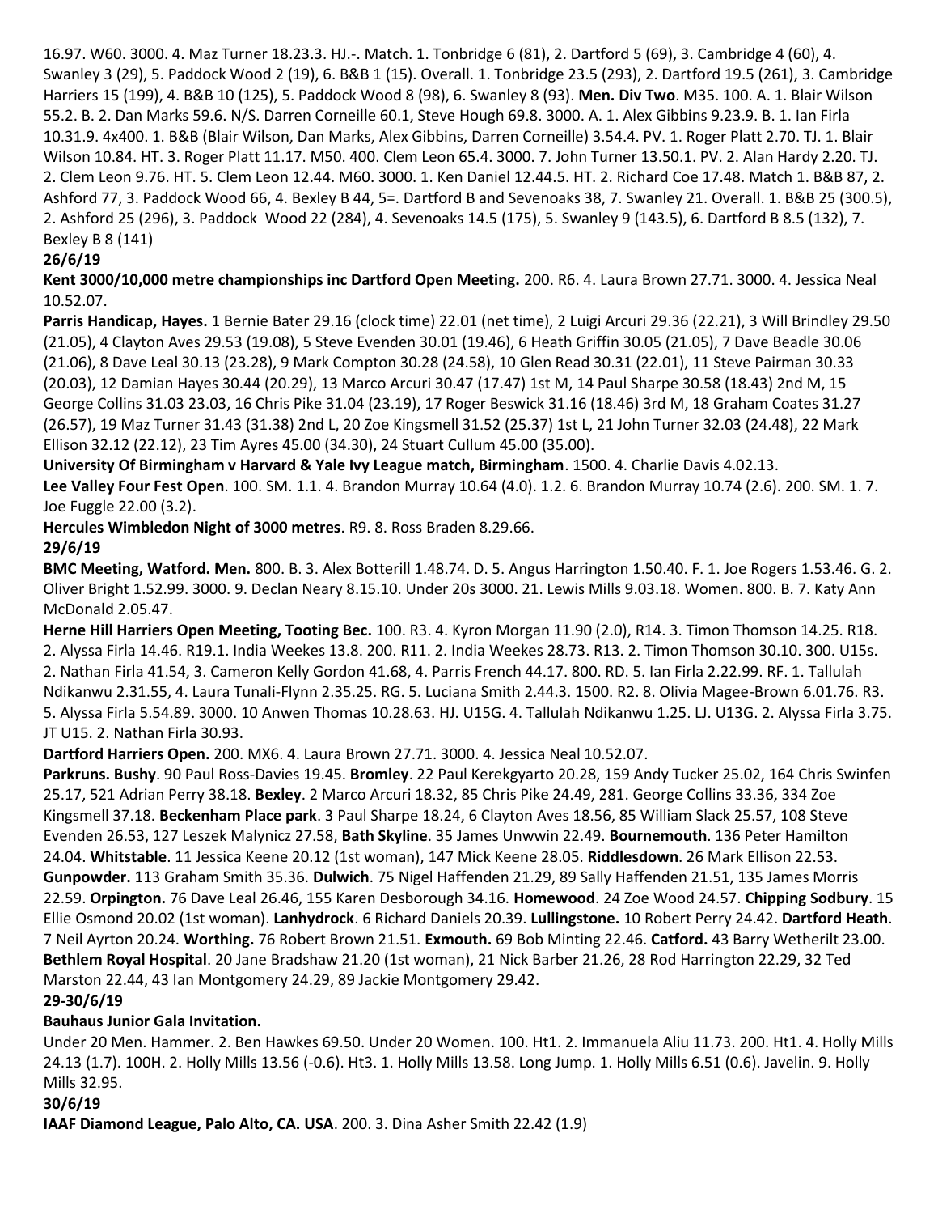16.97. W60. 3000. 4. Maz Turner 18.23.3. HJ.-. Match. 1. Tonbridge 6 (81), 2. Dartford 5 (69), 3. Cambridge 4 (60), 4. Swanley 3 (29), 5. Paddock Wood 2 (19), 6. B&B 1 (15). Overall. 1. Tonbridge 23.5 (293), 2. Dartford 19.5 (261), 3. Cambridge Harriers 15 (199), 4. B&B 10 (125), 5. Paddock Wood 8 (98), 6. Swanley 8 (93). **Men. Div Two**. M35. 100. A. 1. Blair Wilson 55.2. B. 2. Dan Marks 59.6. N/S. Darren Corneille 60.1, Steve Hough 69.8. 3000. A. 1. Alex Gibbins 9.23.9. B. 1. Ian Firla 10.31.9. 4x400. 1. B&B (Blair Wilson, Dan Marks, Alex Gibbins, Darren Corneille) 3.54.4. PV. 1. Roger Platt 2.70. TJ. 1. Blair Wilson 10.84. HT. 3. Roger Platt 11.17. M50. 400. Clem Leon 65.4. 3000. 7. John Turner 13.50.1. PV. 2. Alan Hardy 2.20. TJ. 2. Clem Leon 9.76. HT. 5. Clem Leon 12.44. M60. 3000. 1. Ken Daniel 12.44.5. HT. 2. Richard Coe 17.48. Match 1. B&B 87, 2. Ashford 77, 3. Paddock Wood 66, 4. Bexley B 44, 5=. Dartford B and Sevenoaks 38, 7. Swanley 21. Overall. 1. B&B 25 (300.5), 2. Ashford 25 (296), 3. Paddock Wood 22 (284), 4. Sevenoaks 14.5 (175), 5. Swanley 9 (143.5), 6. Dartford B 8.5 (132), 7. Bexley B 8 (141)

**26/6/19**

**Kent 3000/10,000 metre championships inc Dartford Open Meeting.** 200. R6. 4. Laura Brown 27.71. 3000. 4. Jessica Neal 10.52.07.

**Parris Handicap, Hayes.** 1 Bernie Bater 29.16 (clock time) 22.01 (net time), 2 Luigi Arcuri 29.36 (22.21), 3 Will Brindley 29.50 (21.05), 4 Clayton Aves 29.53 (19.08), 5 Steve Evenden 30.01 (19.46), 6 Heath Griffin 30.05 (21.05), 7 Dave Beadle 30.06 (21.06), 8 Dave Leal 30.13 (23.28), 9 Mark Compton 30.28 (24.58), 10 Glen Read 30.31 (22.01), 11 Steve Pairman 30.33 (20.03), 12 Damian Hayes 30.44 (20.29), 13 Marco Arcuri 30.47 (17.47) 1st M, 14 Paul Sharpe 30.58 (18.43) 2nd M, 15 George Collins 31.03 23.03, 16 Chris Pike 31.04 (23.19), 17 Roger Beswick 31.16 (18.46) 3rd M, 18 Graham Coates 31.27 (26.57), 19 Maz Turner 31.43 (31.38) 2nd L, 20 Zoe Kingsmell 31.52 (25.37) 1st L, 21 John Turner 32.03 (24.48), 22 Mark Ellison 32.12 (22.12), 23 Tim Ayres 45.00 (34.30), 24 Stuart Cullum 45.00 (35.00).

**University Of Birmingham v Harvard & Yale Ivy League match, Birmingham**. 1500. 4. Charlie Davis 4.02.13.

**Lee Valley Four Fest Open**. 100. SM. 1.1. 4. Brandon Murray 10.64 (4.0). 1.2. 6. Brandon Murray 10.74 (2.6). 200. SM. 1. 7. Joe Fuggle 22.00 (3.2).

**Hercules Wimbledon Night of 3000 metres**. R9. 8. Ross Braden 8.29.66.

**29/6/19**

**BMC Meeting, Watford. Men.** 800. B. 3. Alex Botterill 1.48.74. D. 5. Angus Harrington 1.50.40. F. 1. Joe Rogers 1.53.46. G. 2. Oliver Bright 1.52.99. 3000. 9. Declan Neary 8.15.10. Under 20s 3000. 21. Lewis Mills 9.03.18. Women. 800. B. 7. Katy Ann McDonald 2.05.47.

**Herne Hill Harriers Open Meeting, Tooting Bec.** 100. R3. 4. Kyron Morgan 11.90 (2.0), R14. 3. Timon Thomson 14.25. R18. 2. Alyssa Firla 14.46. R19.1. India Weekes 13.8. 200. R11. 2. India Weekes 28.73. R13. 2. Timon Thomson 30.10. 300. U15s. 2. Nathan Firla 41.54, 3. Cameron Kelly Gordon 41.68, 4. Parris French 44.17. 800. RD. 5. Ian Firla 2.22.99. RF. 1. Tallulah Ndikanwu 2.31.55, 4. Laura Tunali-Flynn 2.35.25. RG. 5. Luciana Smith 2.44.3. 1500. R2. 8. Olivia Magee-Brown 6.01.76. R3. 5. Alyssa Firla 5.54.89. 3000. 10 Anwen Thomas 10.28.63. HJ. U15G. 4. Tallulah Ndikanwu 1.25. LJ. U13G. 2. Alyssa Firla 3.75. JT U15. 2. Nathan Firla 30.93.

**Dartford Harriers Open.** 200. MX6. 4. Laura Brown 27.71. 3000. 4. Jessica Neal 10.52.07.

**Parkruns. Bushy**. 90 Paul Ross-Davies 19.45. **Bromley**. 22 Paul Kerekgyarto 20.28, 159 Andy Tucker 25.02, 164 Chris Swinfen 25.17, 521 Adrian Perry 38.18. **Bexley**. 2 Marco Arcuri 18.32, 85 Chris Pike 24.49, 281. George Collins 33.36, 334 Zoe Kingsmell 37.18. **Beckenham Place park**. 3 Paul Sharpe 18.24, 6 Clayton Aves 18.56, 85 William Slack 25.57, 108 Steve Evenden 26.53, 127 Leszek Malynicz 27.58, **Bath Skyline**. 35 James Unwwin 22.49. **Bournemouth**. 136 Peter Hamilton 24.04. **Whitstable**. 11 Jessica Keene 20.12 (1st woman), 147 Mick Keene 28.05. **Riddlesdown**. 26 Mark Ellison 22.53. **Gunpowder.** 113 Graham Smith 35.36. **Dulwich**. 75 Nigel Haffenden 21.29, 89 Sally Haffenden 21.51, 135 James Morris 22.59. **Orpington.** 76 Dave Leal 26.46, 155 Karen Desborough 34.16. **Homewood**. 24 Zoe Wood 24.57. **Chipping Sodbury**. 15 Ellie Osmond 20.02 (1st woman). **Lanhydrock**. 6 Richard Daniels 20.39. **Lullingstone.** 10 Robert Perry 24.42. **Dartford Heath**. 7 Neil Ayrton 20.24. **Worthing.** 76 Robert Brown 21.51. **Exmouth.** 69 Bob Minting 22.46. **Catford.** 43 Barry Wetherilt 23.00. **Bethlem Royal Hospital**. 20 Jane Bradshaw 21.20 (1st woman), 21 Nick Barber 21.26, 28 Rod Harrington 22.29, 32 Ted Marston 22.44, 43 Ian Montgomery 24.29, 89 Jackie Montgomery 29.42.

**29-30/6/19**

**Bauhaus Junior Gala Invitation.**

Under 20 Men. Hammer. 2. Ben Hawkes 69.50. Under 20 Women. 100. Ht1. 2. Immanuela Aliu 11.73. 200. Ht1. 4. Holly Mills 24.13 (1.7). 100H. 2. Holly Mills 13.56 (-0.6). Ht3. 1. Holly Mills 13.58. Long Jump. 1. Holly Mills 6.51 (0.6). Javelin. 9. Holly Mills 32.95.

**30/6/19**

**IAAF Diamond League, Palo Alto, CA. USA**. 200. 3. Dina Asher Smith 22.42 (1.9)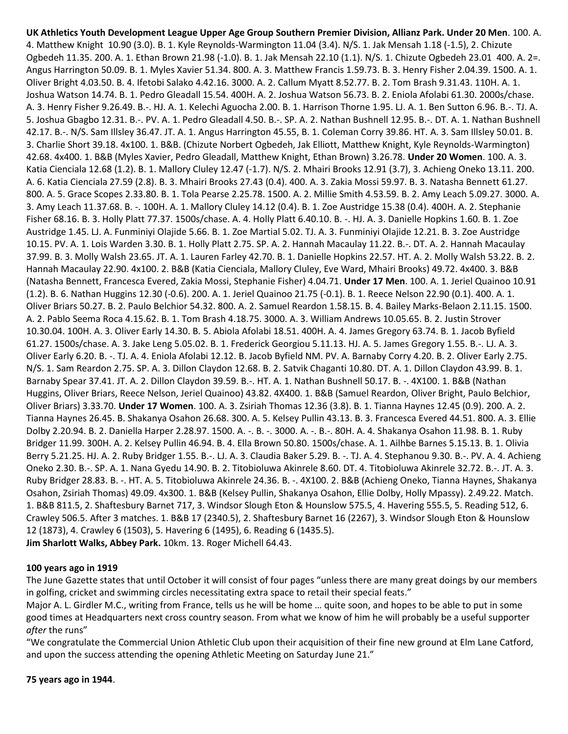**UK Athletics Youth Development League Upper Age Group Southern Premier Division, Allianz Park. Under 20 Men**. 100. A. 4. Matthew Knight 10.90 (3.0). B. 1. Kyle Reynolds-Warmington 11.04 (3.4). N/S. 1. Jak Mensah 1.18 (-1.5), 2. Chizute Ogbedeh 11.35. 200. A. 1. Ethan Brown 21.98 (-1.0). B. 1. Jak Mensah 22.10 (1.1). N/S. 1. Chizute Ogbedeh 23.01 400. A. 2=. Angus Harrington 50.09. B. 1. Myles Xavier 51.34. 800. A. 3. Matthew Francis 1.59.73. B. 3. Henry Fisher 2.04.39. 1500. A. 1. Oliver Bright 4.03.50. B. 4. Ifetobi Salako 4.42.16. 3000. A. 2. Callum Myatt 8.52.77. B. 2. Tom Brash 9.31.43. 110H. A. 1. Joshua Watson 14.74. B. 1. Pedro Gleadall 15.54. 400H. A. 2. Joshua Watson 56.73. B. 2. Eniola Afolabi 61.30. 2000s/chase. A. 3. Henry Fisher 9.26.49. B.-. HJ. A. 1. Kelechi Aguocha 2.00. B. 1. Harrison Thorne 1.95. LJ. A. 1. Ben Sutton 6.96. B.-. TJ. A. 5. Joshua Gbagbo 12.31. B.-. PV. A. 1. Pedro Gleadall 4.50. B.-. SP. A. 2. Nathan Bushnell 12.95. B.-. DT. A. 1. Nathan Bushnell 42.17. B.-. N/S. Sam Illsley 36.47. JT. A. 1. Angus Harrington 45.55, B. 1. Coleman Corry 39.86. HT. A. 3. Sam Illsley 50.01. B. 3. Charlie Short 39.18. 4x100. 1. B&B. (Chizute Norbert Ogbedeh, Jak Elliott, Matthew Knight, Kyle Reynolds-Warmington) 42.68. 4x400. 1. B&B (Myles Xavier, Pedro Gleadall, Matthew Knight, Ethan Brown) 3.26.78. **Under 20 Women**. 100. A. 3. Katia Cienciala 12.68 (1.2). B. 1. Mallory Cluley 12.47 (-1.7). N/S. 2. Mhairi Brooks 12.91 (3.7), 3. Achieng Oneko 13.11. 200. A. 6. Katia Cienciala 27.59 (2.8). B. 3. Mhairi Brooks 27.43 (0.4). 400. A. 3. Zakia Mossi 59.97. B. 3. Natasha Bennett 61.27. 800. A. 5. Grace Scopes 2.33.80. B. 1. Tola Pearse 2.25.78. 1500. A. 2. Millie Smith 4.53.59. B. 2. Amy Leach 5.09.27. 3000. A. 3. Amy Leach 11.37.68. B. -. 100H. A. 1. Mallory Cluley 14.12 (0.4). B. 1. Zoe Austridge 15.38 (0.4). 400H. A. 2. Stephanie Fisher 68.16. B. 3. Holly Platt 77.37. 1500s/chase. A. 4. Holly Platt 6.40.10. B. -. HJ. A. 3. Danielle Hopkins 1.60. B. 1. Zoe Austridge 1.45. LJ. A. Funminiyi Olajide 5.66. B. 1. Zoe Martial 5.02. TJ. A. 3. Funminiyi Olajide 12.21. B. 3. Zoe Austridge 10.15. PV. A. 1. Lois Warden 3.30. B. 1. Holly Platt 2.75. SP. A. 2. Hannah Macaulay 11.22. B.-. DT. A. 2. Hannah Macaulay 37.99. B. 3. Molly Walsh 23.65. JT. A. 1. Lauren Farley 42.70. B. 1. Danielle Hopkins 22.57. HT. A. 2. Molly Walsh 53.22. B. 2. Hannah Macaulay 22.90. 4x100. 2. B&B (Katia Cienciala, Mallory Cluley, Eve Ward, Mhairi Brooks) 49.72. 4x400. 3. B&B (Natasha Bennett, Francesca Evered, Zakia Mossi, Stephanie Fisher) 4.04.71. **Under 17 Men**. 100. A. 1. Jeriel Quainoo 10.91 (1.2). B. 6. Nathan Huggins 12.30 (-0.6). 200. A. 1. Jeriel Quainoo 21.75 (-0.1). B. 1. Reece Nelson 22.90 (0.1). 400. A. 1. Oliver Briars 50.27. B. 2. Paulo Belchior 54.32. 800. A. 2. Samuel Reardon 1.58.15. B. 4. Bailey Marks-Belaon 2.11.15. 1500. A. 2. Pablo Seema Roca 4.15.62. B. 1. Tom Brash 4.18.75. 3000. A. 3. William Andrews 10.05.65. B. 2. Justin Strover 10.30.04. 100H. A. 3. Oliver Early 14.30. B. 5. Abiola Afolabi 18.51. 400H. A. 4. James Gregory 63.74. B. 1. Jacob Byfield 61.27. 1500s/chase. A. 3. Jake Leng 5.05.02. B. 1. Frederick Georgiou 5.11.13. HJ. A. 5. James Gregory 1.55. B.-. LJ. A. 3. Oliver Early 6.20. B. -. TJ. A. 4. Eniola Afolabi 12.12. B. Jacob Byfield NM. PV. A. Barnaby Corry 4.20. B. 2. Oliver Early 2.75. N/S. 1. Sam Reardon 2.75. SP. A. 3. Dillon Claydon 12.68. B. 2. Satvik Chaganti 10.80. DT. A. 1. Dillon Claydon 43.99. B. 1. Barnaby Spear 37.41. JT. A. 2. Dillon Claydon 39.59. B.-. HT. A. 1. Nathan Bushnell 50.17. B. -. 4X100. 1. B&B (Nathan Huggins, Oliver Briars, Reece Nelson, Jeriel Quainoo) 43.82. 4X400. 1. B&B (Samuel Reardon, Oliver Bright, Paulo Belchior, Oliver Briars) 3.33.70. **Under 17 Women**. 100. A. 3. Zsiriah Thomas 12.36 (3.8). B. 1. Tianna Haynes 12.45 (0.9). 200. A. 2. Tianna Haynes 26.45. B. Shakanya Osahon 26.68. 300. A. 5. Kelsey Pullin 43.13. B. 3. Francesca Evered 44.51. 800. A. 3. Ellie Dolby 2.20.94. B. 2. Daniella Harper 2.28.97. 1500. A. -. B. -. 3000. A. -. B.-. 80H. A. 4. Shakanya Osahon 11.98. B. 1. Ruby Bridger 11.99. 300H. A. 2. Kelsey Pullin 46.94. B. 4. Ella Brown 50.80. 1500s/chase. A. 1. Ailhbe Barnes 5.15.13. B. 1. Olivia Berry 5.21.25. HJ. A. 2. Ruby Bridger 1.55. B.-. LJ. A. 3. Claudia Baker 5.29. B. -. TJ. A. 4. Stephanou 9.30. B.-. PV. A. 4. Achieng Oneko 2.30. B.-. SP. A. 1. Nana Gyedu 14.90. B. 2. Titobioluwa Akinrele 8.60. DT. 4. Titobioluwa Akinrele 32.72. B.-. JT. A. 3. Ruby Bridger 28.83. B. -. HT. A. 5. Titobioluwa Akinrele 24.36. B. -. 4X100. 2. B&B (Achieng Oneko, Tianna Haynes, Shakanya Osahon, Zsiriah Thomas) 49.09. 4x300. 1. B&B (Kelsey Pullin, Shakanya Osahon, Ellie Dolby, Holly Mpassy). 2.49.22. Match. 1. B&B 811.5, 2. Shaftesbury Barnet 717, 3. Windsor Slough Eton & Hounslow 575.5, 4. Havering 555.5, 5. Reading 512, 6. Crawley 506.5. After 3 matches. 1. B&B 17 (2340.5), 2. Shaftesbury Barnet 16 (2267), 3. Windsor Slough Eton & Hounslow 12 (1873), 4. Crawley 6 (1503), 5. Havering 6 (1495), 6. Reading 6 (1435.5).

**Jim Sharlott Walks, Abbey Park.** 10km. 13. Roger Michell 64.43.

**100 years ago in 1919**

The June Gazette states that until October it will consist of four pages "unless there are many great doings by our members in golfing, cricket and swimming circles necessitating extra space to retail their special feats."

Major A. L. Girdler M.C., writing from France, tells us he will be home … quite soon, and hopes to be able to put in some good times at Headquarters next cross country season. From what we know of him he will probably be a useful supporter *after* the runs"

"We congratulate the Commercial Union Athletic Club upon their acquisition of their fine new ground at Elm Lane Catford, and upon the success attending the opening Athletic Meeting on Saturday June 21."

**75 years ago in 1944**.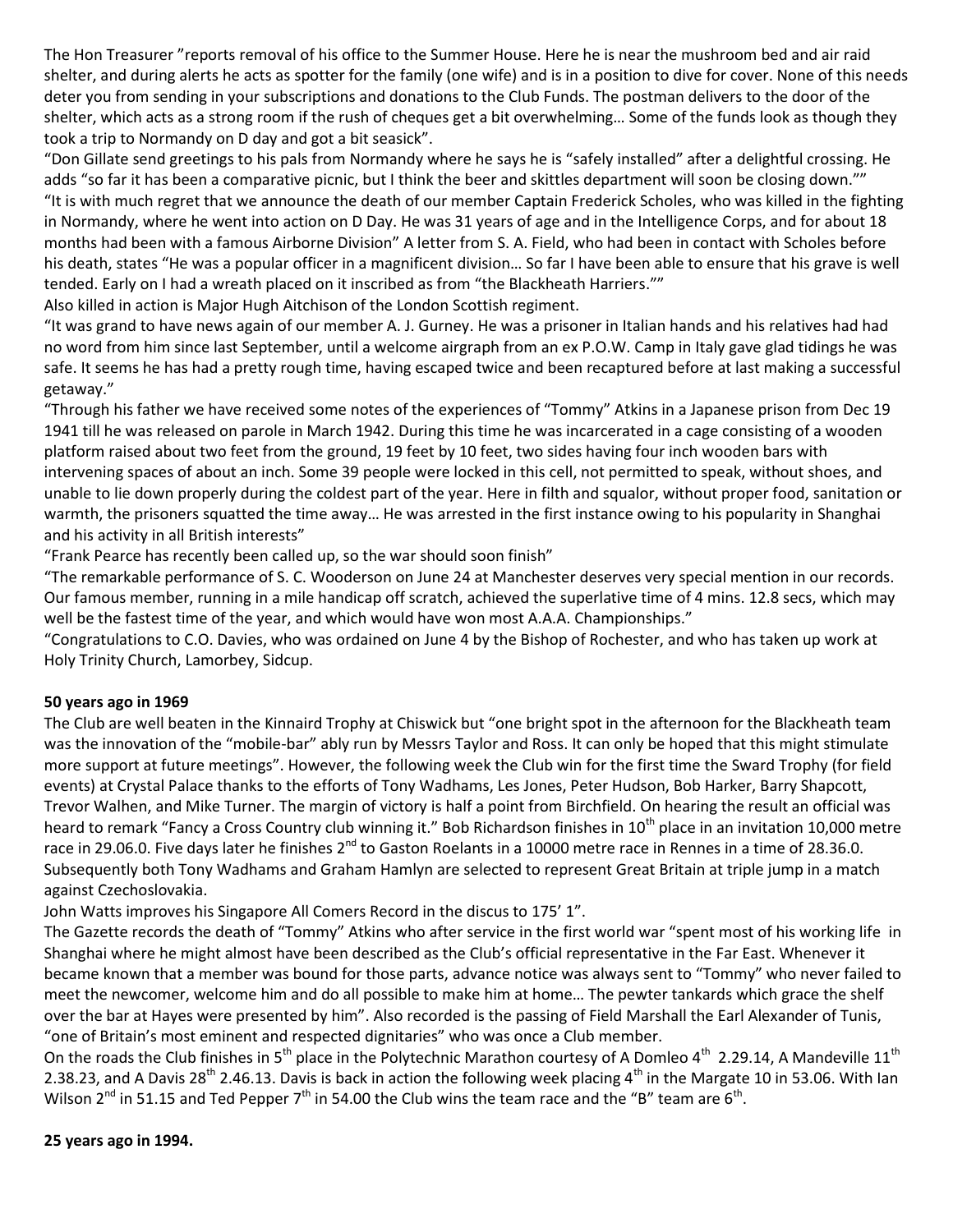The Hon Treasurer "reports removal of his office to the Summer House. Here he is near the mushroom bed and air raid shelter, and during alerts he acts as spotter for the family (one wife) and is in a position to dive for cover. None of this needs deter you from sending in your subscriptions and donations to the Club Funds. The postman delivers to the door of the shelter, which acts as a strong room if the rush of cheques get a bit overwhelming… Some of the funds look as though they took a trip to Normandy on D day and got a bit seasick".

"Don Gillate send greetings to his pals from Normandy where he says he is "safely installed" after a delightful crossing. He adds "so far it has been a comparative picnic, but I think the beer and skittles department will soon be closing down.""

"It is with much regret that we announce the death of our member Captain Frederick Scholes, who was killed in the fighting in Normandy, where he went into action on D Day. He was 31 years of age and in the Intelligence Corps, and for about 18 months had been with a famous Airborne Division" A letter from S. A. Field, who had been in contact with Scholes before his death, states "He was a popular officer in a magnificent division… So far I have been able to ensure that his grave is well tended. Early on I had a wreath placed on it inscribed as from "the Blackheath Harriers.""

Also killed in action is Major Hugh Aitchison of the London Scottish regiment.

"It was grand to have news again of our member A. J. Gurney. He was a prisoner in Italian hands and his relatives had had no word from him since last September, until a welcome airgraph from an ex P.O.W. Camp in Italy gave glad tidings he was safe. It seems he has had a pretty rough time, having escaped twice and been recaptured before at last making a successful getaway."

"Through his father we have received some notes of the experiences of "Tommy" Atkins in a Japanese prison from Dec 19 1941 till he was released on parole in March 1942. During this time he was incarcerated in a cage consisting of a wooden platform raised about two feet from the ground, 19 feet by 10 feet, two sides having four inch wooden bars with intervening spaces of about an inch. Some 39 people were locked in this cell, not permitted to speak, without shoes, and unable to lie down properly during the coldest part of the year. Here in filth and squalor, without proper food, sanitation or warmth, the prisoners squatted the time away… He was arrested in the first instance owing to his popularity in Shanghai and his activity in all British interests"

"Frank Pearce has recently been called up, so the war should soon finish"

"The remarkable performance of S. C. Wooderson on June 24 at Manchester deserves very special mention in our records. Our famous member, running in a mile handicap off scratch, achieved the superlative time of 4 mins. 12.8 secs, which may well be the fastest time of the year, and which would have won most A.A.A. Championships."

"Congratulations to C.O. Davies, who was ordained on June 4 by the Bishop of Rochester, and who has taken up work at Holy Trinity Church, Lamorbey, Sidcup.

**50 years ago in 1969**

The Club are well beaten in the Kinnaird Trophy at Chiswick but "one bright spot in the afternoon for the Blackheath team was the innovation of the "mobile-bar" ably run by Messrs Taylor and Ross. It can only be hoped that this might stimulate more support at future meetings". However, the following week the Club win for the first time the Sward Trophy (for field events) at Crystal Palace thanks to the efforts of Tony Wadhams, Les Jones, Peter Hudson, Bob Harker, Barry Shapcott, Trevor Walhen, and Mike Turner. The margin of victory is half a point from Birchfield. On hearing the result an official was heard to remark "Fancy a Cross Country club winning it." Bob Richardson finishes in 10th place in an invitation 10,000 metre race in 29.06.0. Five days later he finishes 2nd to Gaston Roelants in a 10000 metre race in Rennes in a time of 28.36.0. Subsequently both Tony Wadhams and Graham Hamlyn are selected to represent Great Britain at triple jump in a match against Czechoslovakia.

John Watts improves his Singapore All Comers Record in the discus to 175' 1".

The Gazette records the death of "Tommy" Atkins who after service in the first world war "spent most of his working life in Shanghai where he might almost have been described as the Club's official representative in the Far East. Whenever it became known that a member was bound for those parts, advance notice was always sent to "Tommy" who never failed to meet the newcomer, welcome him and do all possible to make him at home… The pewter tankards which grace the shelf over the bar at Hayes were presented by him". Also recorded is the passing of Field Marshall the Earl Alexander of Tunis, "one of Britain's most eminent and respected dignitaries" who was once a Club member.

On the roads the Club finishes in 5th place in the Polytechnic Marathon courtesy of A Domleo 4th 2.29.14, A Mandeville 11th 2.38.23, and A Davis 28th 2.46.13. Davis is back in action the following week placing 4th in the Margate 10 in 53.06. With Ian Wilson 2nd in 51.15 and Ted Pepper 7th in 54.00 the Club wins the team race and the "B" team are 6th.

**25 years ago in 1994.**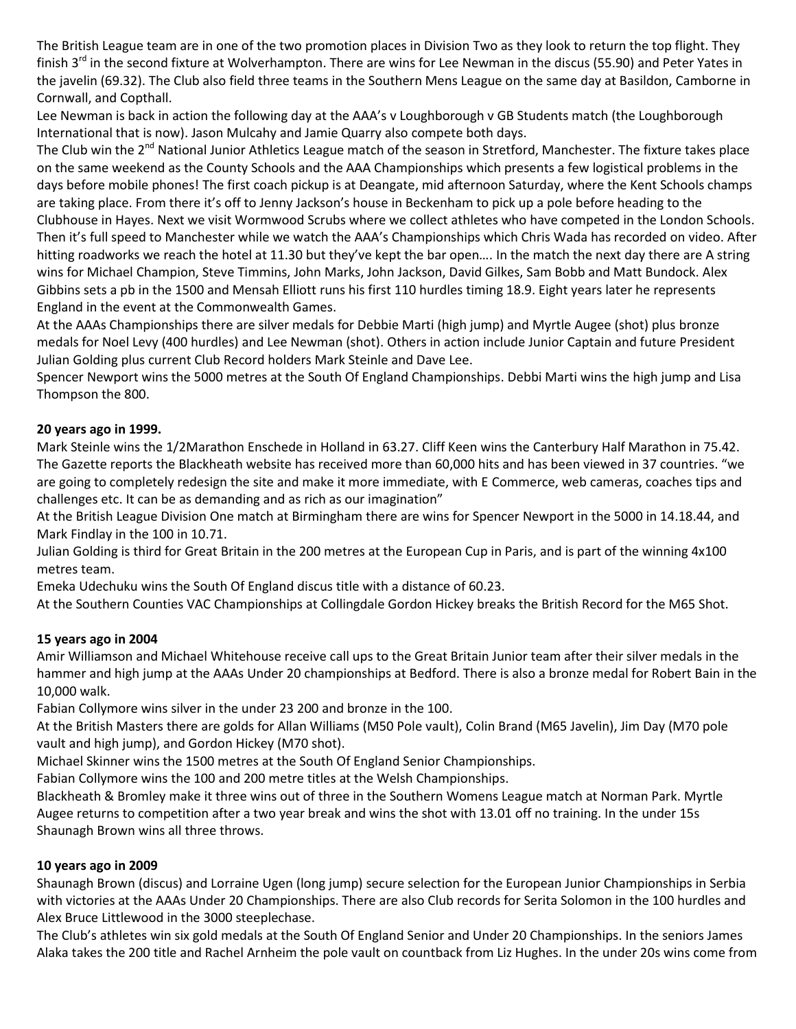The British League team are in one of the two promotion places in Division Two as they look to return the top flight. They finish 3rd in the second fixture at Wolverhampton. There are wins for Lee Newman in the discus (55.90) and Peter Yates in the javelin (69.32). The Club also field three teams in the Southern Mens League on the same day at Basildon, Camborne in Cornwall, and Copthall.

Lee Newman is back in action the following day at the AAA's v Loughborough v GB Students match (the Loughborough International that is now). Jason Mulcahy and Jamie Quarry also compete both days.

The Club win the 2nd National Junior Athletics League match of the season in Stretford, Manchester. The fixture takes place on the same weekend as the County Schools and the AAA Championships which presents a few logistical problems in the days before mobile phones! The first coach pickup is at Deangate, mid afternoon Saturday, where the Kent Schools champs are taking place. From there it's off to Jenny Jackson's house in Beckenham to pick up a pole before heading to the Clubhouse in Hayes. Next we visit Wormwood Scrubs where we collect athletes who have competed in the London Schools. Then it's full speed to Manchester while we watch the AAA's Championships which Chris Wada has recorded on video. After hitting roadworks we reach the hotel at 11.30 but they've kept the bar open…. In the match the next day there are A string wins for Michael Champion, Steve Timmins, John Marks, John Jackson, David Gilkes, Sam Bobb and Matt Bundock. Alex Gibbins sets a pb in the 1500 and Mensah Elliott runs his first 110 hurdles timing 18.9. Eight years later he represents England in the event at the Commonwealth Games.

At the AAAs Championships there are silver medals for Debbie Marti (high jump) and Myrtle Augee (shot) plus bronze medals for Noel Levy (400 hurdles) and Lee Newman (shot). Others in action include Junior Captain and future President Julian Golding plus current Club Record holders Mark Steinle and Dave Lee.

Spencer Newport wins the 5000 metres at the South Of England Championships. Debbi Marti wins the high jump and Lisa Thompson the 800.

**20 years ago in 1999.**

Mark Steinle wins the 1/2Marathon Enschede in Holland in 63.27. Cliff Keen wins the Canterbury Half Marathon in 75.42. The Gazette reports the Blackheath website has received more than 60,000 hits and has been viewed in 37 countries. "we are going to completely redesign the site and make it more immediate, with E Commerce, web cameras, coaches tips and challenges etc. It can be as demanding and as rich as our imagination"

At the British League Division One match at Birmingham there are wins for Spencer Newport in the 5000 in 14.18.44, and Mark Findlay in the 100 in 10.71.

Julian Golding is third for Great Britain in the 200 metres at the European Cup in Paris, and is part of the winning 4x100 metres team.

Emeka Udechuku wins the South Of England discus title with a distance of 60.23.

At the Southern Counties VAC Championships at Collingdale Gordon Hickey breaks the British Record for the M65 Shot.

**15 years ago in 2004**

Amir Williamson and Michael Whitehouse receive call ups to the Great Britain Junior team after their silver medals in the hammer and high jump at the AAAs Under 20 championships at Bedford. There is also a bronze medal for Robert Bain in the 10,000 walk.

Fabian Collymore wins silver in the under 23 200 and bronze in the 100.

At the British Masters there are golds for Allan Williams (M50 Pole vault), Colin Brand (M65 Javelin), Jim Day (M70 pole vault and high jump), and Gordon Hickey (M70 shot).

Michael Skinner wins the 1500 metres at the South Of England Senior Championships.

Fabian Collymore wins the 100 and 200 metre titles at the Welsh Championships.

Blackheath & Bromley make it three wins out of three in the Southern Womens League match at Norman Park. Myrtle Augee returns to competition after a two year break and wins the shot with 13.01 off no training. In the under 15s Shaunagh Brown wins all three throws.

**10 years ago in 2009**

Shaunagh Brown (discus) and Lorraine Ugen (long jump) secure selection for the European Junior Championships in Serbia with victories at the AAAs Under 20 Championships. There are also Club records for Serita Solomon in the 100 hurdles and Alex Bruce Littlewood in the 3000 steeplechase.

The Club's athletes win six gold medals at the South Of England Senior and Under 20 Championships. In the seniors James Alaka takes the 200 title and Rachel Arnheim the pole vault on countback from Liz Hughes. In the under 20s wins come from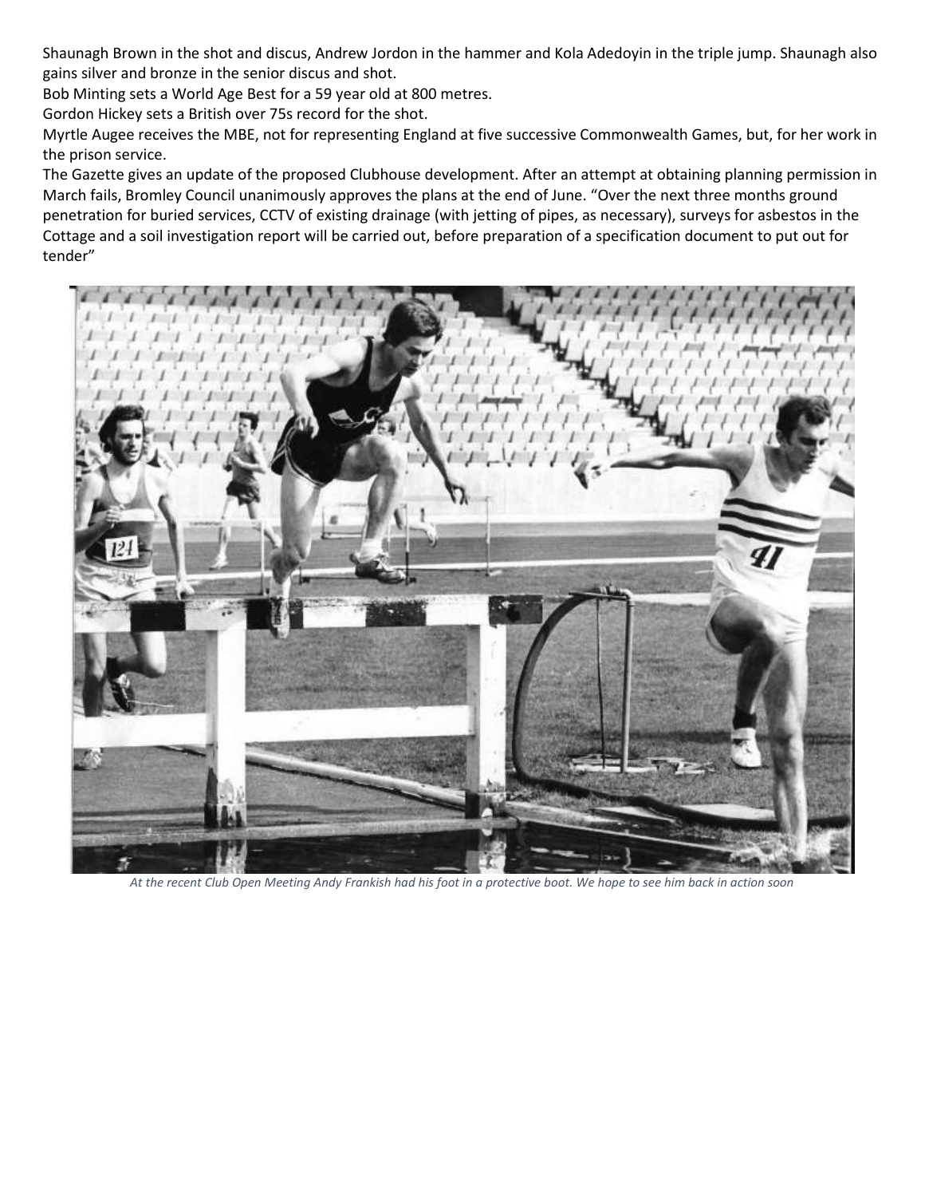Shaunagh Brown in the shot and discus, Andrew Jordon in the hammer and Kola Adedoyin in the triple jump. Shaunagh also gains silver and bronze in the senior discus and shot.

Bob Minting sets a World Age Best for a 59 year old at 800 metres.

Gordon Hickey sets a British over 75s record for the shot.

Myrtle Augee receives the MBE, not for representing England at five successive Commonwealth Games, but, for her work in the prison service.

The Gazette gives an update of the proposed Clubhouse development. After an attempt at obtaining planning permission in March fails, Bromley Council unanimously approves the plans at the end of June. "Over the next three months ground penetration for buried services, CCTV of existing drainage (with jetting of pipes, as necessary), surveys for asbestos in the Cottage and a soil investigation report will be carried out, before preparation of a specification document to put out for tender"

*At the recent Club Open Meeting Andy Frankish had his foot in a protective boot. We hope to see him back in action soon*